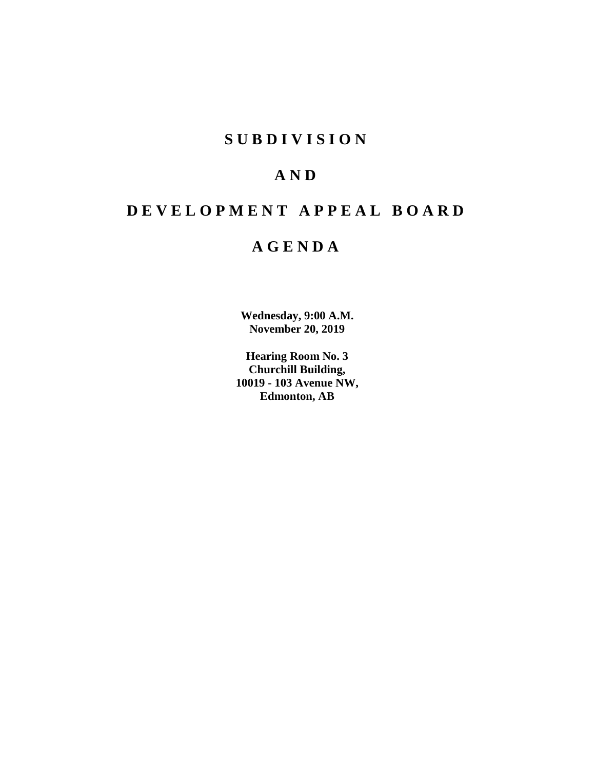# SUBDIVISION

# AND

# DEVELOPMENT APPEAL BOARD

# AGENDA

**Wednesday, 9:00 A.M.**
**November 20, 2019**

**Hearing Room No. 3**
**Churchill Building,**
**10019 - 103 Avenue NW,**
**Edmonton, AB**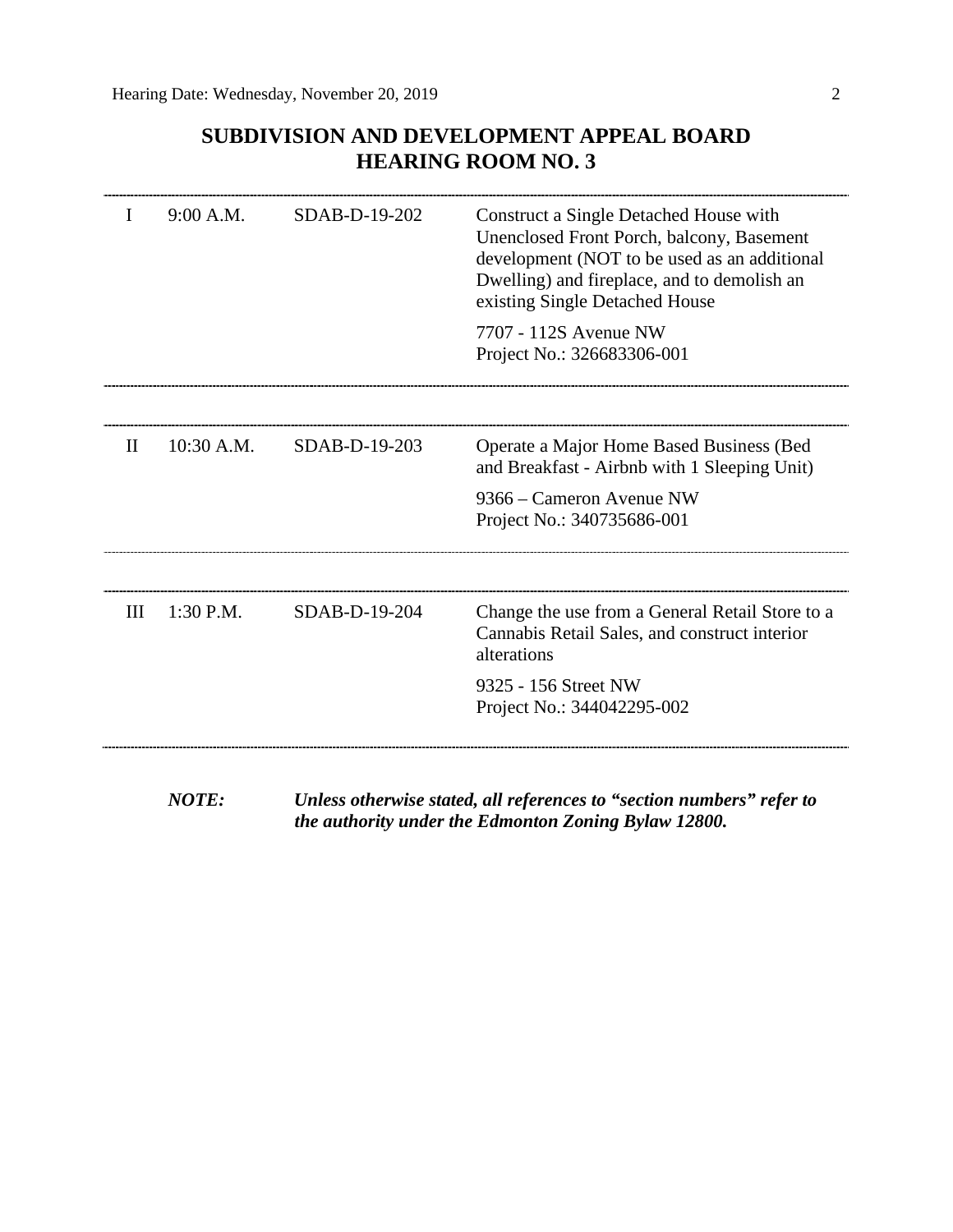# SUBDIVISION AND DEVELOPMENT APPEAL BOARD
## HEARING ROOM NO. 3

| | | | |
|---|---|---|---|
| I | 9:00 A.M. | SDAB-D-19-202 | Construct a Single Detached House with Unenclosed Front Porch, balcony, Basement development (NOT to be used as an additional Dwelling) and fireplace, and to demolish an existing Single Detached House<br><br>7707 - 112S Avenue NW<br>Project No.: 326683306-001 |
| II | 10:30 A.M. | SDAB-D-19-203 | Operate a Major Home Based Business (Bed and Breakfast - Airbnb with 1 Sleeping Unit)<br><br>9366 – Cameron Avenue NW<br>Project No.: 340735686-001 |
| III | 1:30 P.M. | SDAB-D-19-204 | Change the use from a General Retail Store to a Cannabis Retail Sales, and construct interior alterations<br><br>9325 - 156 Street NW<br>Project No.: 344042295-002 |

***NOTE:*** ***Unless otherwise stated, all references to "section numbers" refer to the authority under the Edmonton Zoning Bylaw 12800.***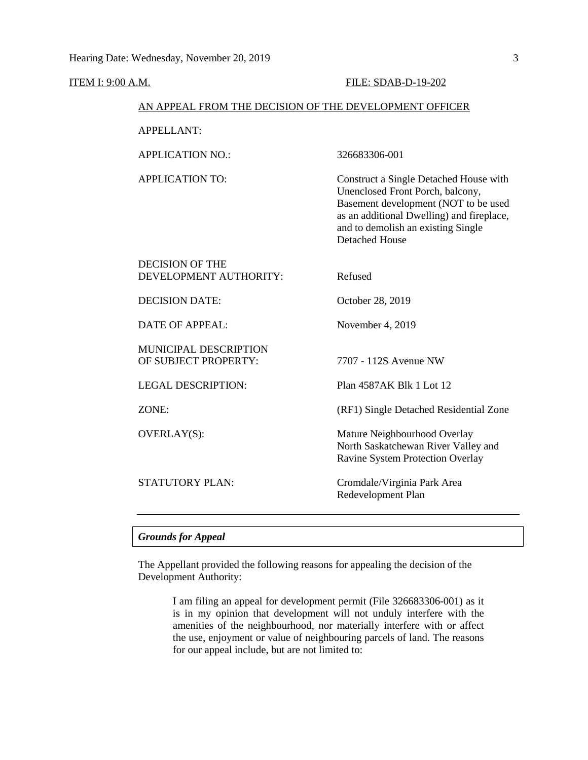ITEM I: 9:00 A.M. FILE: SDAB-D-19-202

AN APPEAL FROM THE DECISION OF THE DEVELOPMENT OFFICER

| | |
|---|---|
| APPELLANT: | |
| APPLICATION NO.: | 326683306-001 |
| APPLICATION TO: | Construct a Single Detached House with Unenclosed Front Porch, balcony, Basement development (NOT to be used as an additional Dwelling) and fireplace, and to demolish an existing Single Detached House |
| DECISION OF THE DEVELOPMENT AUTHORITY: | Refused |
| DECISION DATE: | October 28, 2019 |
| DATE OF APPEAL: | November 4, 2019 |
| MUNICIPAL DESCRIPTION OF SUBJECT PROPERTY: | 7707 - 112S Avenue NW |
| LEGAL DESCRIPTION: | Plan 4587AK Blk 1 Lot 12 |
| ZONE: | (RF1) Single Detached Residential Zone |
| OVERLAY(S): | Mature Neighbourhood Overlay<br>North Saskatchewan River Valley and Ravine System Protection Overlay |
| STATUTORY PLAN: | Cromdale/Virginia Park Area Redevelopment Plan |

***Grounds for Appeal***

The Appellant provided the following reasons for appealing the decision of the Development Authority:

> I am filing an appeal for development permit (File 326683306-001) as it is in my opinion that development will not unduly interfere with the amenities of the neighbourhood, nor materially interfere with or affect the use, enjoyment or value of neighbouring parcels of land. The reasons for our appeal include, but are not limited to: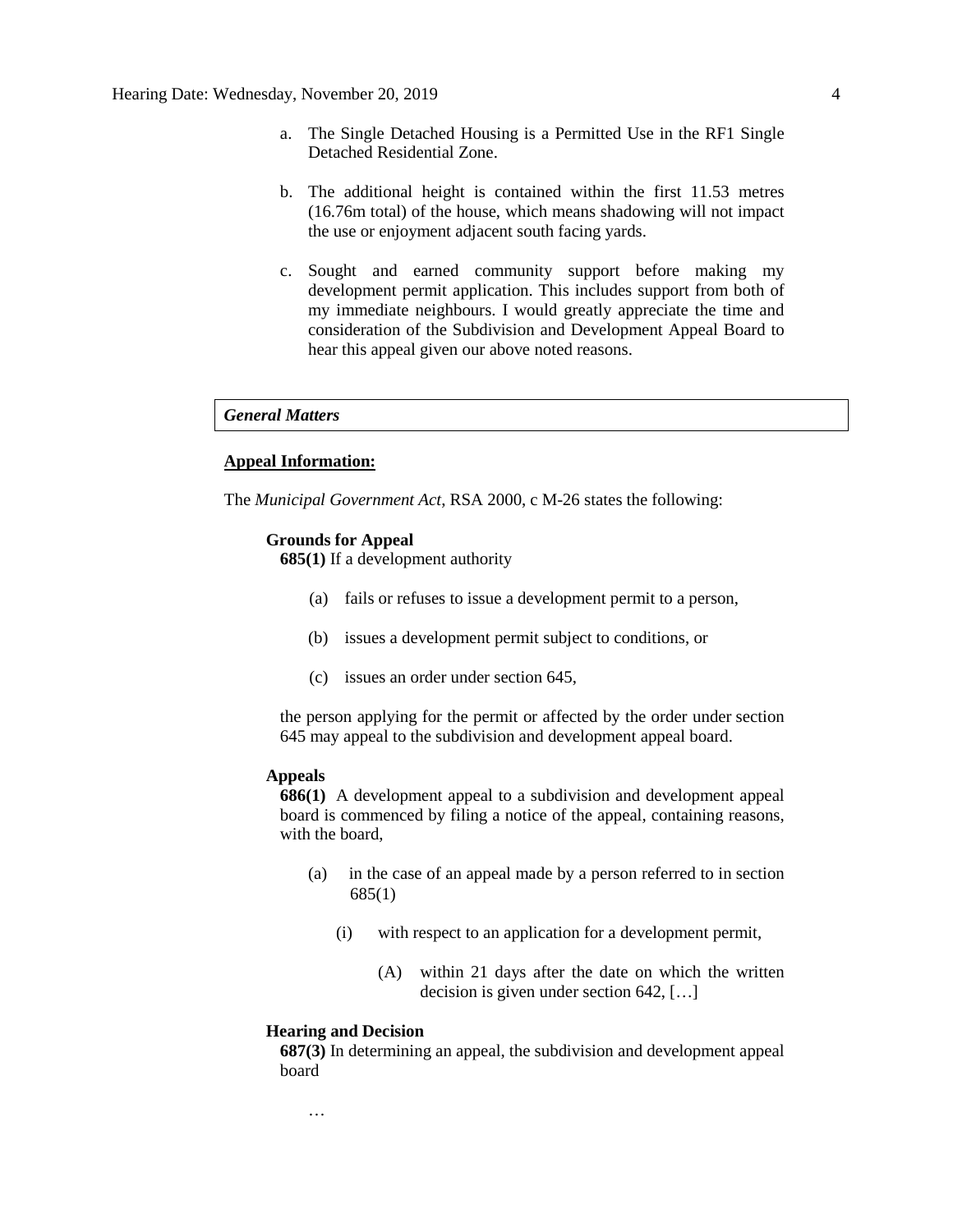a. The Single Detached Housing is a Permitted Use in the RF1 Single Detached Residential Zone.

b. The additional height is contained within the first 11.53 metres (16.76m total) of the house, which means shadowing will not impact the use or enjoyment adjacent south facing yards.

c. Sought and earned community support before making my development permit application. This includes support from both of my immediate neighbours. I would greatly appreciate the time and consideration of the Subdivision and Development Appeal Board to hear this appeal given our above noted reasons.

***General Matters***

**Appeal Information:**

The *Municipal Government Act*, RSA 2000, c M-26 states the following:

**Grounds for Appeal**

**685(1)** If a development authority

(a) fails or refuses to issue a development permit to a person,

(b) issues a development permit subject to conditions, or

(c) issues an order under section 645,

the person applying for the permit or affected by the order under section 645 may appeal to the subdivision and development appeal board.

**Appeals**

**686(1)** A development appeal to a subdivision and development appeal board is commenced by filing a notice of the appeal, containing reasons, with the board,

(a) in the case of an appeal made by a person referred to in section 685(1)

(i) with respect to an application for a development permit,

(A) within 21 days after the date on which the written decision is given under section 642, […]

**Hearing and Decision**

**687(3)** In determining an appeal, the subdivision and development appeal board

…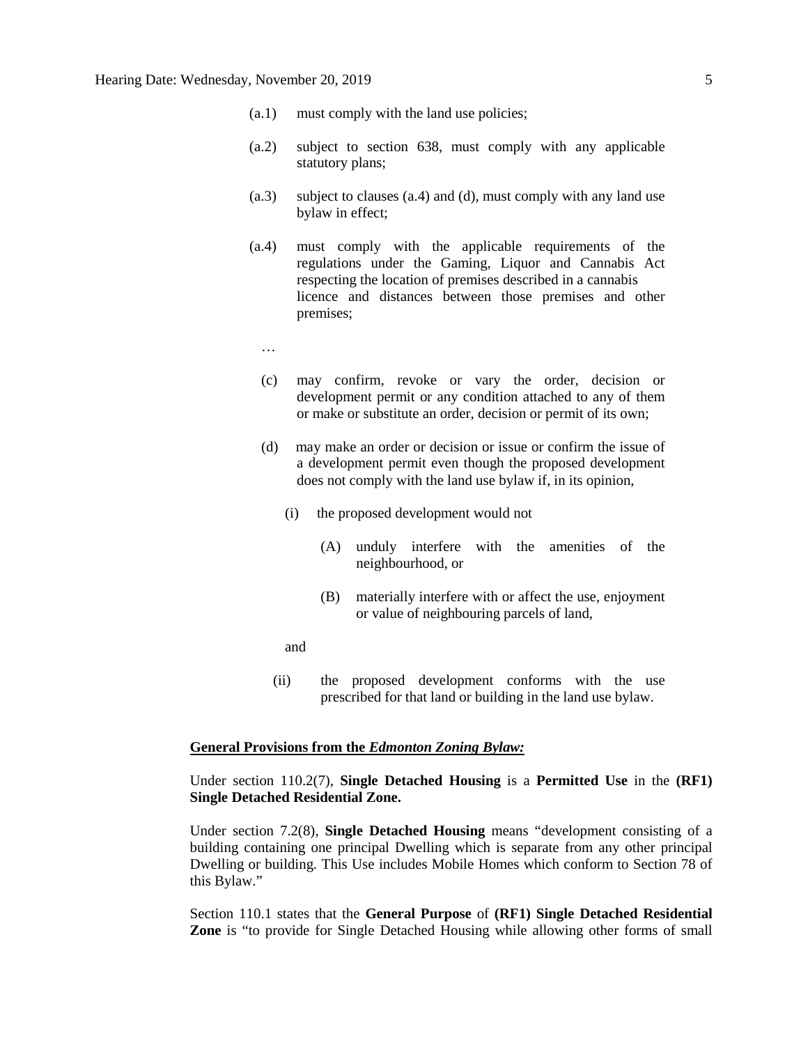(a.1) must comply with the land use policies;

(a.2) subject to section 638, must comply with any applicable statutory plans;

(a.3) subject to clauses (a.4) and (d), must comply with any land use bylaw in effect;

(a.4) must comply with the applicable requirements of the regulations under the Gaming, Liquor and Cannabis Act respecting the location of premises described in a cannabis licence and distances between those premises and other premises;

…

(c) may confirm, revoke or vary the order, decision or development permit or any condition attached to any of them or make or substitute an order, decision or permit of its own;

(d) may make an order or decision or issue or confirm the issue of a development permit even though the proposed development does not comply with the land use bylaw if, in its opinion,

(i) the proposed development would not

(A) unduly interfere with the amenities of the neighbourhood, or

(B) materially interfere with or affect the use, enjoyment or value of neighbouring parcels of land,

and

(ii) the proposed development conforms with the use prescribed for that land or building in the land use bylaw.

**General Provisions from the *Edmonton Zoning Bylaw:***

Under section 110.2(7), **Single Detached Housing** is a **Permitted Use** in the **(RF1) Single Detached Residential Zone.**

Under section 7.2(8), **Single Detached Housing** means "development consisting of a building containing one principal Dwelling which is separate from any other principal Dwelling or building. This Use includes Mobile Homes which conform to Section 78 of this Bylaw."

Section 110.1 states that the **General Purpose** of **(RF1) Single Detached Residential Zone** is "to provide for Single Detached Housing while allowing other forms of small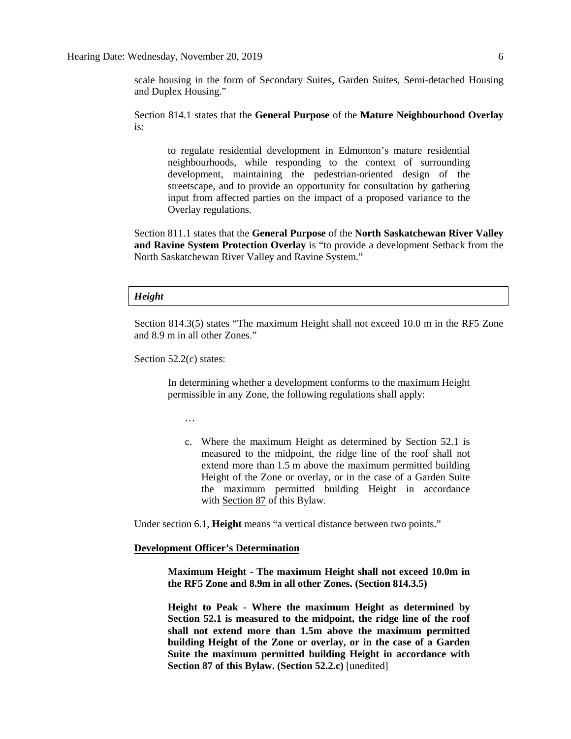scale housing in the form of Secondary Suites, Garden Suites, Semi-detached Housing and Duplex Housing."

Section 814.1 states that the **General Purpose** of the **Mature Neighbourhood Overlay** is:

> to regulate residential development in Edmonton's mature residential neighbourhoods, while responding to the context of surrounding development, maintaining the pedestrian-oriented design of the streetscape, and to provide an opportunity for consultation by gathering input from affected parties on the impact of a proposed variance to the Overlay regulations.

Section 811.1 states that the **General Purpose** of the **North Saskatchewan River Valley and Ravine System Protection Overlay** is "to provide a development Setback from the North Saskatchewan River Valley and Ravine System."

### *Height*

Section 814.3(5) states "The maximum Height shall not exceed 10.0 m in the RF5 Zone and 8.9 m in all other Zones."

Section 52.2(c) states:

> In determining whether a development conforms to the maximum Height permissible in any Zone, the following regulations shall apply:
>
> …
>
> c. Where the maximum Height as determined by Section 52.1 is measured to the midpoint, the ridge line of the roof shall not extend more than 1.5 m above the maximum permitted building Height of the Zone or overlay, or in the case of a Garden Suite the maximum permitted building Height in accordance with Section 87 of this Bylaw.

Under section 6.1, **Height** means "a vertical distance between two points."

**Development Officer's Determination**

> **Maximum Height - The maximum Height shall not exceed 10.0m in the RF5 Zone and 8.9m in all other Zones. (Section 814.3.5)**
>
> **Height to Peak - Where the maximum Height as determined by Section 52.1 is measured to the midpoint, the ridge line of the roof shall not extend more than 1.5m above the maximum permitted building Height of the Zone or overlay, or in the case of a Garden Suite the maximum permitted building Height in accordance with Section 87 of this Bylaw. (Section 52.2.c)** [unedited]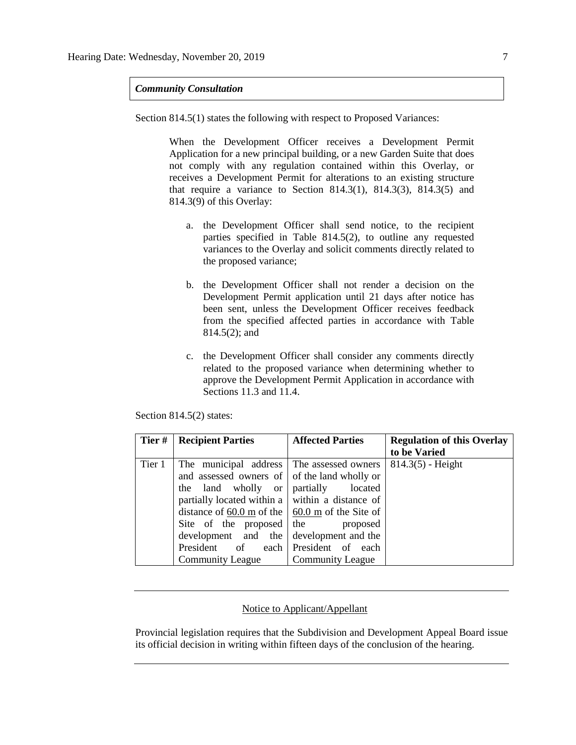***Community Consultation***

Section 814.5(1) states the following with respect to Proposed Variances:

> When the Development Officer receives a Development Permit Application for a new principal building, or a new Garden Suite that does not comply with any regulation contained within this Overlay, or receives a Development Permit for alterations to an existing structure that require a variance to Section 814.3(1), 814.3(3), 814.3(5) and 814.3(9) of this Overlay:
>
> a. the Development Officer shall send notice, to the recipient parties specified in Table 814.5(2), to outline any requested variances to the Overlay and solicit comments directly related to the proposed variance;
>
> b. the Development Officer shall not render a decision on the Development Permit application until 21 days after notice has been sent, unless the Development Officer receives feedback from the specified affected parties in accordance with Table 814.5(2); and
>
> c. the Development Officer shall consider any comments directly related to the proposed variance when determining whether to approve the Development Permit Application in accordance with Sections 11.3 and 11.4.

Section 814.5(2) states:

| Tier # | Recipient Parties | Affected Parties | Regulation of this Overlay to be Varied |
|---|---|---|---|
| Tier 1 | The municipal address and assessed owners of the land wholly or partially located within a distance of 60.0 m of the Site of the proposed development and the President of each Community League | The assessed owners of the land wholly or partially located within a distance of 60.0 m of the Site of the proposed development and the President of each Community League | 814.3(5) - Height |

---

Notice to Applicant/Appellant

Provincial legislation requires that the Subdivision and Development Appeal Board issue its official decision in writing within fifteen days of the conclusion of the hearing.

---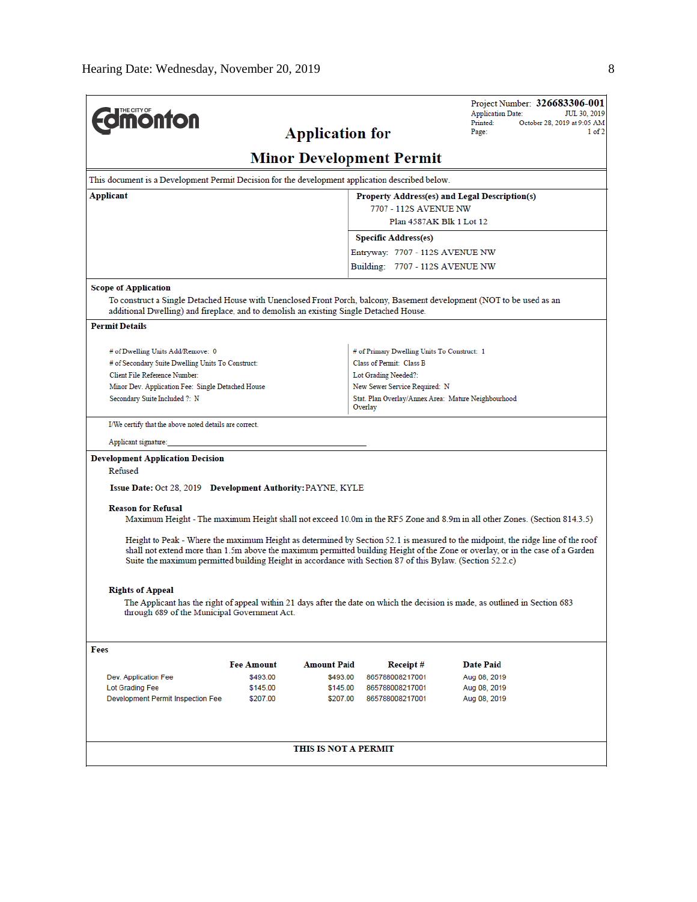THE CITY OF Edmonton

# Application for

# Minor Development Permit

Project Number: **326683306-001**
Application Date: JUL 30, 2019
Printed: October 28, 2019 at 9:05 AM
Page: 1 of 2

This document is a Development Permit Decision for the development application described below.

| **Applicant** | **Property Address(es) and Legal Description(s)** |
|---|---|
| | 7707 - 112S AVENUE NW<br>Plan 4587AK Blk 1 Lot 12 |
| | **Specific Address(es)**<br>Entryway: 7707 - 112S AVENUE NW<br>Building: 7707 - 112S AVENUE NW |

**Scope of Application**

To construct a Single Detached House with Unenclosed Front Porch, balcony, Basement development (NOT to be used as an additional Dwelling) and fireplace, and to demolish an existing Single Detached House.

**Permit Details**

| | |
|---|---|
| # of Dwelling Units Add/Remove: 0 | # of Primary Dwelling Units To Construct: 1 |
| # of Secondary Suite Dwelling Units To Construct: | Class of Permit: Class B |
| Client File Reference Number: | Lot Grading Needed?: |
| Minor Dev. Application Fee: Single Detached House | New Sewer Service Required: N |
| Secondary Suite Included ?: N | Stat. Plan Overlay/Annex Area: Mature Neighbourhood Overlay |

I/We certify that the above noted details are correct.

Applicant signature:_______________________________________________

**Development Application Decision**

Refused

**Issue Date:** Oct 28, 2019 **Development Authority:** PAYNE, KYLE

**Reason for Refusal**

Maximum Height - The maximum Height shall not exceed 10.0m in the RF5 Zone and 8.9m in all other Zones. (Section 814.3.5)

Height to Peak - Where the maximum Height as determined by Section 52.1 is measured to the midpoint, the ridge line of the roof shall not extend more than 1.5m above the maximum permitted building Height of the Zone or overlay, or in the case of a Garden Suite the maximum permitted building Height in accordance with Section 87 of this Bylaw. (Section 52.2.c)

**Rights of Appeal**

The Applicant has the right of appeal within 21 days after the date on which the decision is made, as outlined in Section 683 through 689 of the Municipal Government Act.

**Fees**

| | Fee Amount | Amount Paid | Receipt # | Date Paid |
|---|---|---|---|---|
| Dev. Application Fee | $493.00 | $493.00 | 865788008217001 | Aug 08, 2019 |
| Lot Grading Fee | $145.00 | $145.00 | 865788008217001 | Aug 08, 2019 |
| Development Permit Inspection Fee | $207.00 | $207.00 | 865788008217001 | Aug 08, 2019 |

**THIS IS NOT A PERMIT**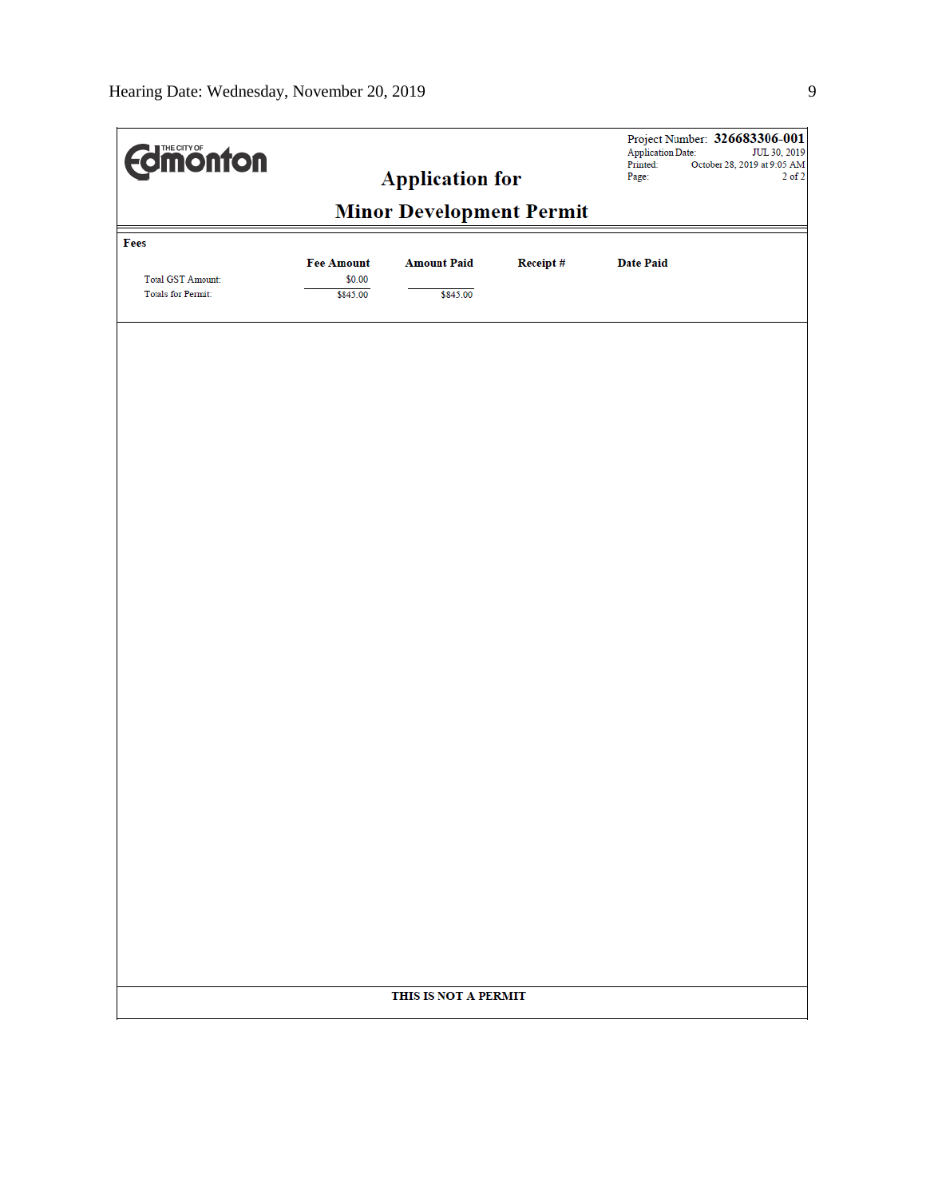THE CITY OF Edmonton

# Application for

# Minor Development Permit

Project Number: **326683306-001**
Application Date: JUL 30, 2019
Printed: October 28, 2019 at 9:05 AM
Page: 2 of 2

**Fees**

| | Fee Amount | Amount Paid | Receipt # | Date Paid |
|---|---|---|---|---|
| Total GST Amount: | $0.00 | | | |
| Totals for Permit: | $845.00 | $845.00 | | |

**THIS IS NOT A PERMIT**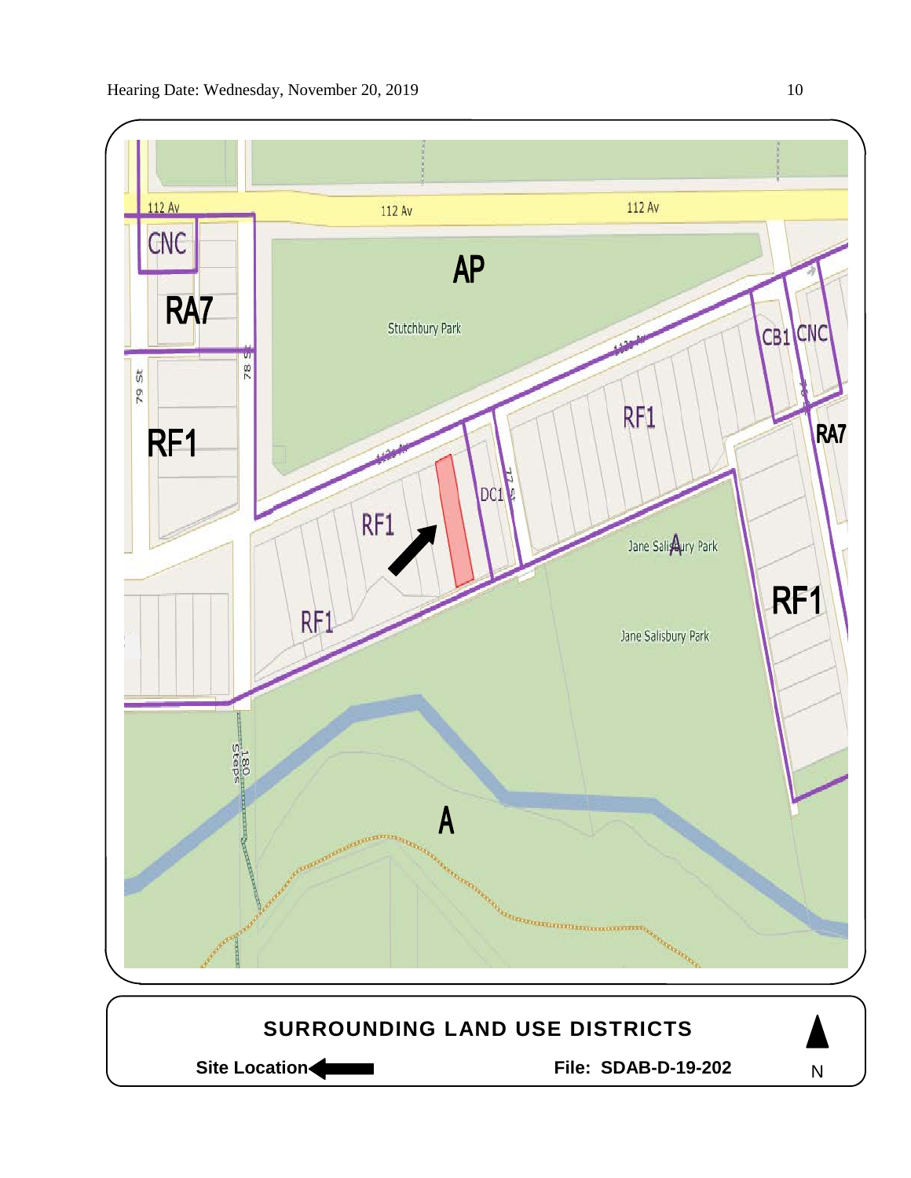112 Av

112 Av

112 Av

CNC

RA7

AP

Stutchbury Park

79 St

78 St

RF1

RF1

DC1

77 St

RF1

CB1

CNC

RA7

Jane Salisbury Park

A

Jane Salisbury Park

RF1

RF1

180 Steps

A

**SURROUNDING LAND USE DISTRICTS**

**Site Location**

**File: SDAB-D-19-202**

N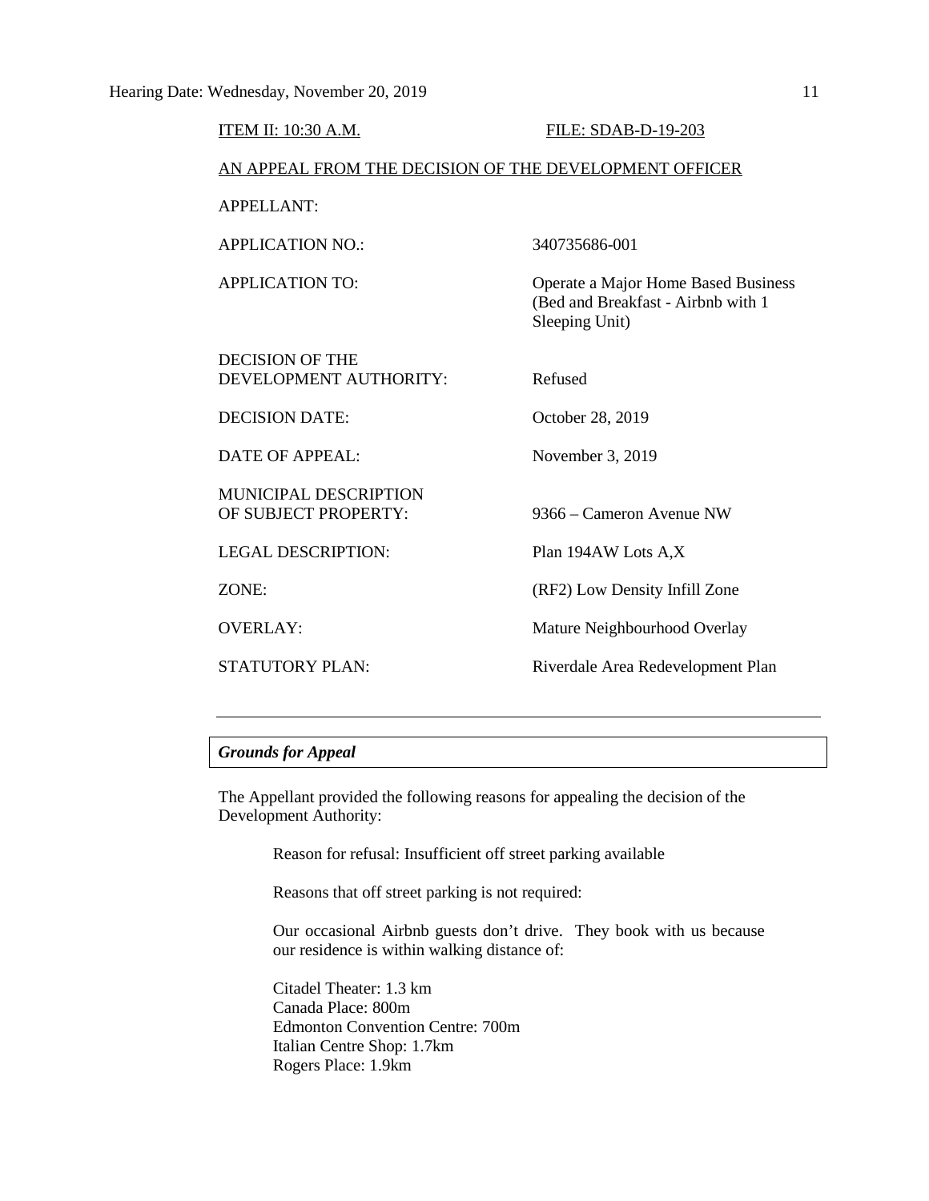ITEM II: 10:30 A.M. FILE: SDAB-D-19-203

AN APPEAL FROM THE DECISION OF THE DEVELOPMENT OFFICER

| | |
|---|---|
| APPELLANT: | |
| APPLICATION NO.: | 340735686-001 |
| APPLICATION TO: | Operate a Major Home Based Business (Bed and Breakfast - Airbnb with 1 Sleeping Unit) |
| DECISION OF THE DEVELOPMENT AUTHORITY: | Refused |
| DECISION DATE: | October 28, 2019 |
| DATE OF APPEAL: | November 3, 2019 |
| MUNICIPAL DESCRIPTION OF SUBJECT PROPERTY: | 9366 – Cameron Avenue NW |
| LEGAL DESCRIPTION: | Plan 194AW Lots A,X |
| ZONE: | (RF2) Low Density Infill Zone |
| OVERLAY: | Mature Neighbourhood Overlay |
| STATUTORY PLAN: | Riverdale Area Redevelopment Plan |

---

***Grounds for Appeal***

The Appellant provided the following reasons for appealing the decision of the Development Authority:

> Reason for refusal: Insufficient off street parking available
>
> Reasons that off street parking is not required:
>
> Our occasional Airbnb guests don't drive. They book with us because our residence is within walking distance of:
>
> Citadel Theater: 1.3 km
> Canada Place: 800m
> Edmonton Convention Centre: 700m
> Italian Centre Shop: 1.7km
> Rogers Place: 1.9km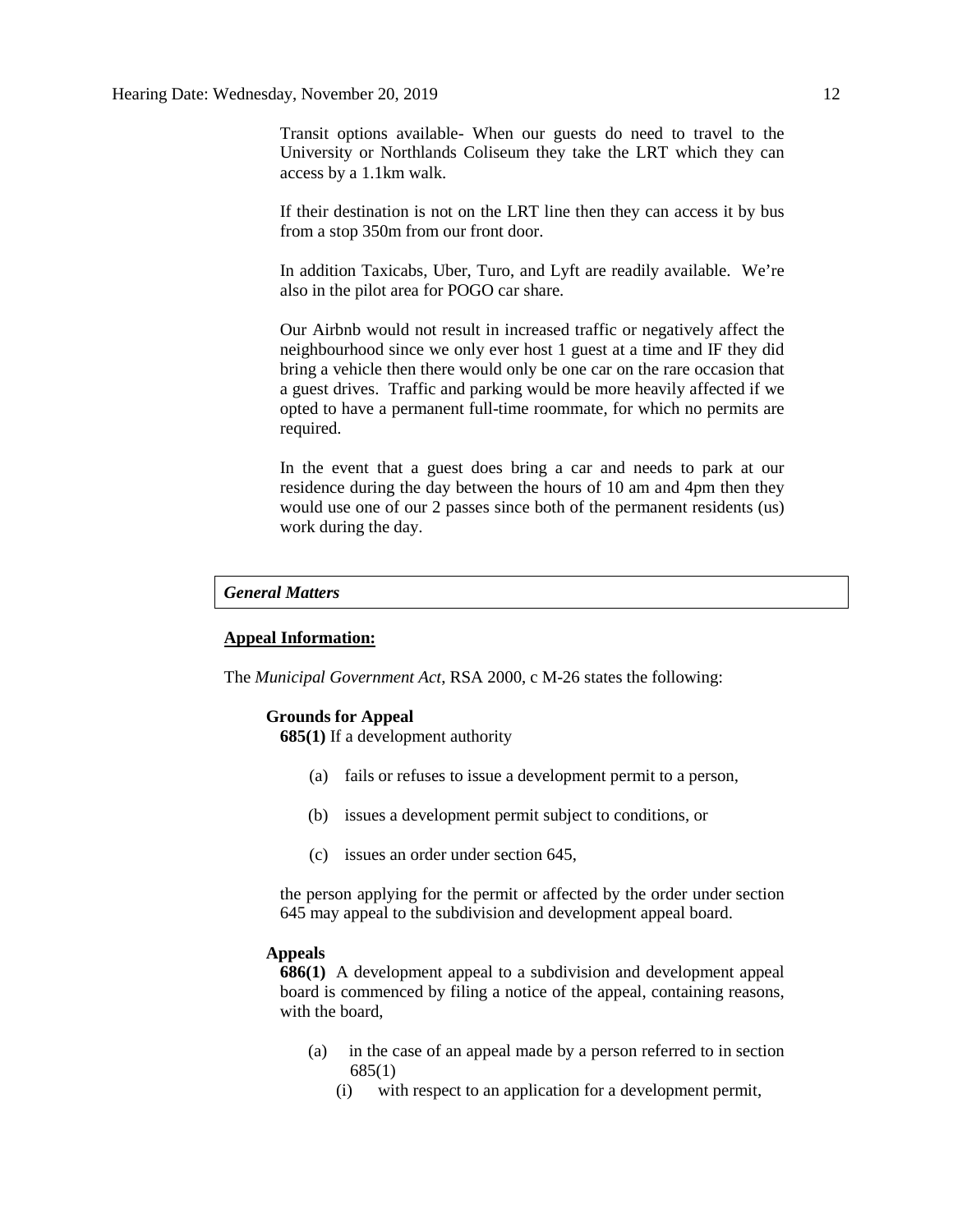Transit options available- When our guests do need to travel to the University or Northlands Coliseum they take the LRT which they can access by a 1.1km walk.

If their destination is not on the LRT line then they can access it by bus from a stop 350m from our front door.

In addition Taxicabs, Uber, Turo, and Lyft are readily available. We're also in the pilot area for POGO car share.

Our Airbnb would not result in increased traffic or negatively affect the neighbourhood since we only ever host 1 guest at a time and IF they did bring a vehicle then there would only be one car on the rare occasion that a guest drives. Traffic and parking would be more heavily affected if we opted to have a permanent full-time roommate, for which no permits are required.

In the event that a guest does bring a car and needs to park at our residence during the day between the hours of 10 am and 4pm then they would use one of our 2 passes since both of the permanent residents (us) work during the day.

### *General Matters*

**Appeal Information:**

The *Municipal Government Act*, RSA 2000, c M-26 states the following:

**Grounds for Appeal**

**685(1)** If a development authority

(a) fails or refuses to issue a development permit to a person,

(b) issues a development permit subject to conditions, or

(c) issues an order under section 645,

the person applying for the permit or affected by the order under section 645 may appeal to the subdivision and development appeal board.

**Appeals**

**686(1)** A development appeal to a subdivision and development appeal board is commenced by filing a notice of the appeal, containing reasons, with the board,

(a) in the case of an appeal made by a person referred to in section 685(1)

(i) with respect to an application for a development permit,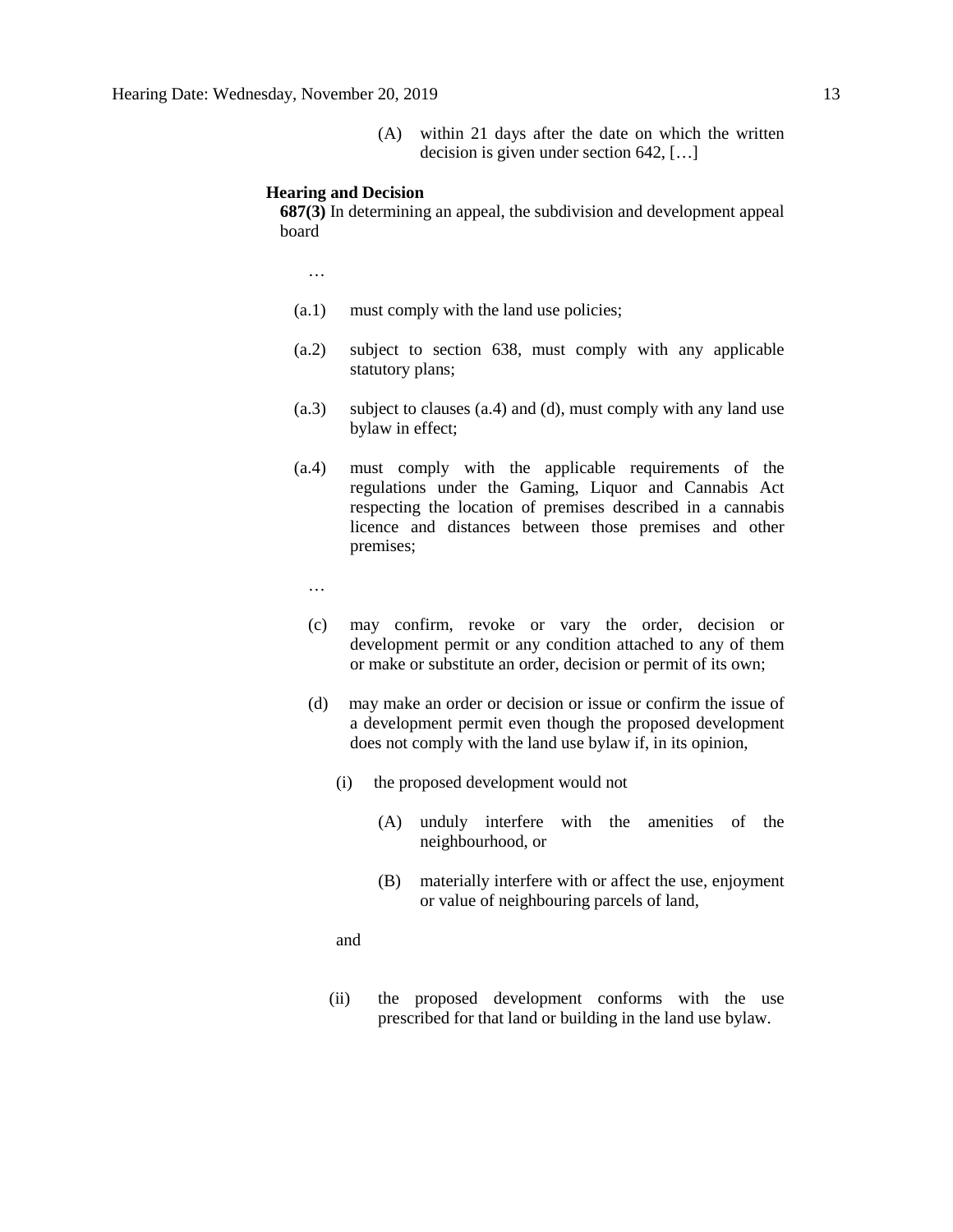(A) within 21 days after the date on which the written decision is given under section 642, […]

**Hearing and Decision**

**687(3)** In determining an appeal, the subdivision and development appeal board

…

(a.1) must comply with the land use policies;

(a.2) subject to section 638, must comply with any applicable statutory plans;

(a.3) subject to clauses (a.4) and (d), must comply with any land use bylaw in effect;

(a.4) must comply with the applicable requirements of the regulations under the Gaming, Liquor and Cannabis Act respecting the location of premises described in a cannabis licence and distances between those premises and other premises;

…

(c) may confirm, revoke or vary the order, decision or development permit or any condition attached to any of them or make or substitute an order, decision or permit of its own;

(d) may make an order or decision or issue or confirm the issue of a development permit even though the proposed development does not comply with the land use bylaw if, in its opinion,

(i) the proposed development would not

(A) unduly interfere with the amenities of the neighbourhood, or

(B) materially interfere with or affect the use, enjoyment or value of neighbouring parcels of land,

and

(ii) the proposed development conforms with the use prescribed for that land or building in the land use bylaw.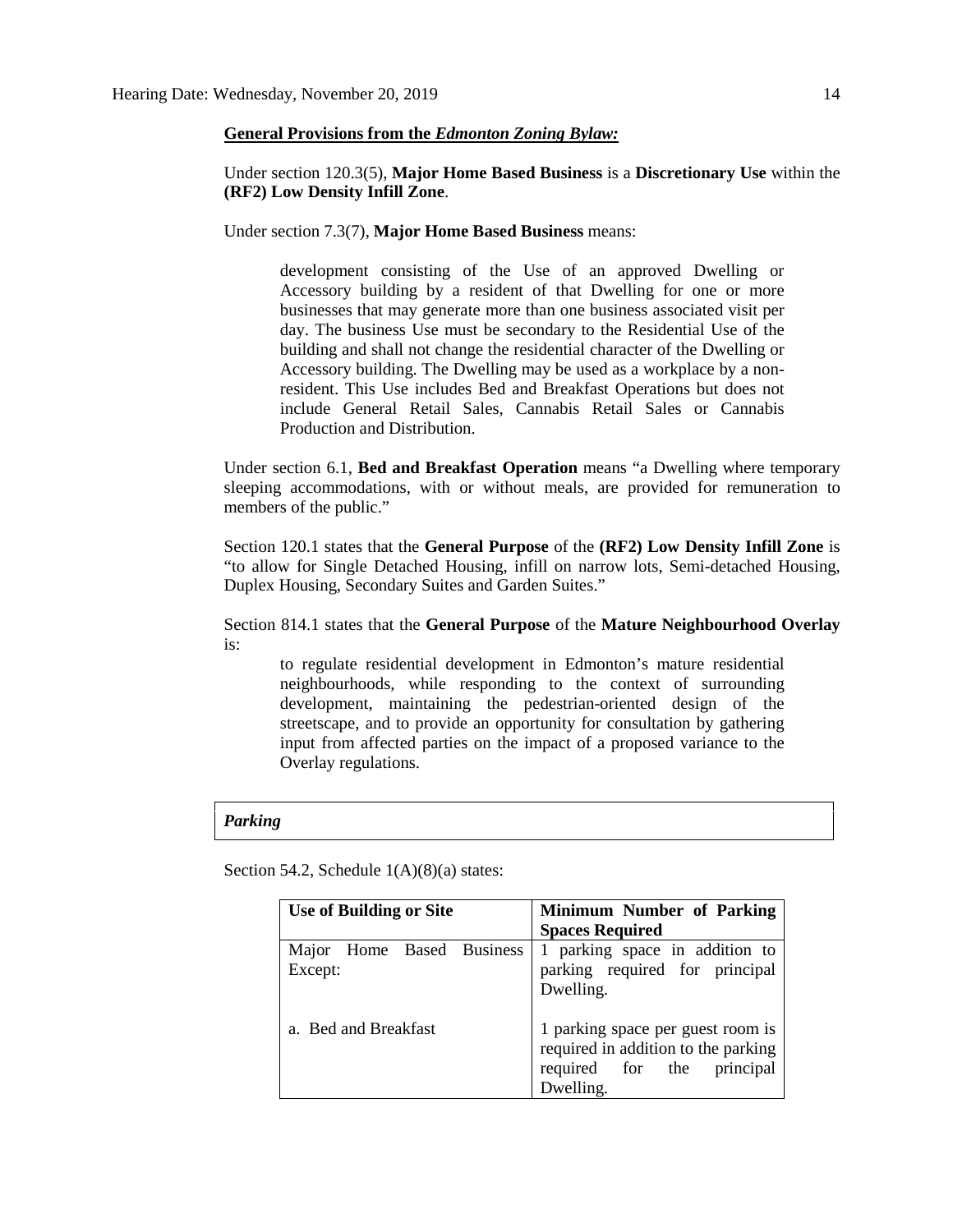**General Provisions from the *Edmonton Zoning Bylaw:***

Under section 120.3(5), **Major Home Based Business** is a **Discretionary Use** within the **(RF2) Low Density Infill Zone**.

Under section 7.3(7), **Major Home Based Business** means:

> development consisting of the Use of an approved Dwelling or Accessory building by a resident of that Dwelling for one or more businesses that may generate more than one business associated visit per day. The business Use must be secondary to the Residential Use of the building and shall not change the residential character of the Dwelling or Accessory building. The Dwelling may be used as a workplace by a non-resident. This Use includes Bed and Breakfast Operations but does not include General Retail Sales, Cannabis Retail Sales or Cannabis Production and Distribution.

Under section 6.1, **Bed and Breakfast Operation** means "a Dwelling where temporary sleeping accommodations, with or without meals, are provided for remuneration to members of the public."

Section 120.1 states that the **General Purpose** of the **(RF2) Low Density Infill Zone** is "to allow for Single Detached Housing, infill on narrow lots, Semi-detached Housing, Duplex Housing, Secondary Suites and Garden Suites."

Section 814.1 states that the **General Purpose** of the **Mature Neighbourhood Overlay** is:

> to regulate residential development in Edmonton's mature residential neighbourhoods, while responding to the context of surrounding development, maintaining the pedestrian-oriented design of the streetscape, and to provide an opportunity for consultation by gathering input from affected parties on the impact of a proposed variance to the Overlay regulations.

***Parking***

Section 54.2, Schedule 1(A)(8)(a) states:

| Use of Building or Site | Minimum Number of Parking Spaces Required |
|---|---|
| Major Home Based Business Except: | 1 parking space in addition to parking required for principal Dwelling. |
| a. Bed and Breakfast | 1 parking space per guest room is required in addition to the parking required for the principal Dwelling. |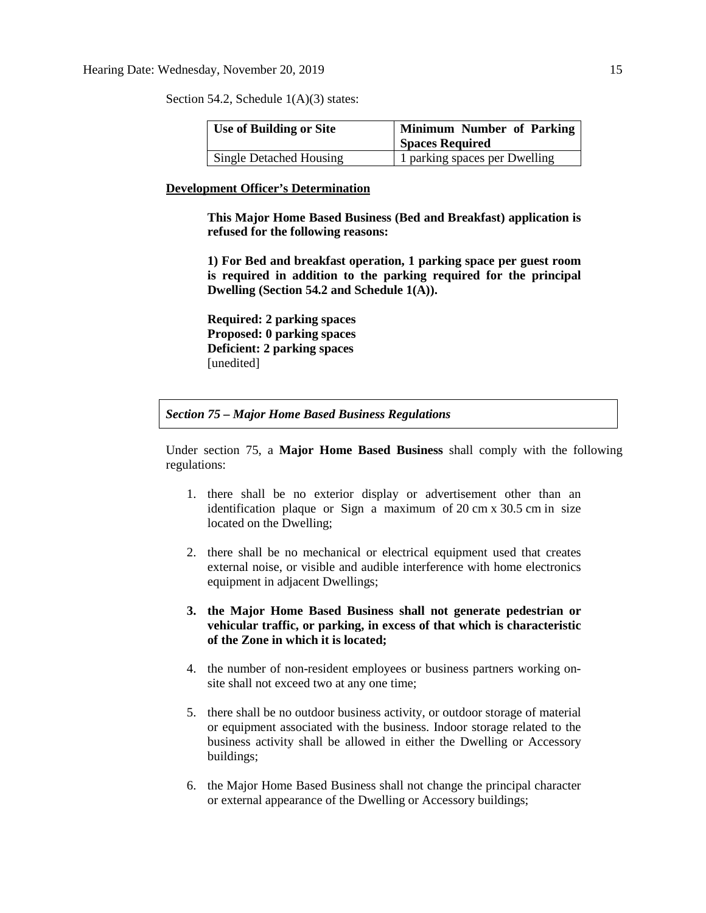Section 54.2, Schedule 1(A)(3) states:

| Use of Building or Site | Minimum Number of Parking Spaces Required |
| --- | --- |
| Single Detached Housing | 1 parking spaces per Dwelling |

**Development Officer's Determination**

**This Major Home Based Business (Bed and Breakfast) application is refused for the following reasons:**

**1) For Bed and breakfast operation, 1 parking space per guest room is required in addition to the parking required for the principal Dwelling (Section 54.2 and Schedule 1(A)).**

**Required: 2 parking spaces**
**Proposed: 0 parking spaces**
**Deficient: 2 parking spaces**
[unedited]

***Section 75 – Major Home Based Business Regulations***

Under section 75, a **Major Home Based Business** shall comply with the following regulations:

1. there shall be no exterior display or advertisement other than an identification plaque or Sign a maximum of 20 cm x 30.5 cm in size located on the Dwelling;
2. there shall be no mechanical or electrical equipment used that creates external noise, or visible and audible interference with home electronics equipment in adjacent Dwellings;
3. **the Major Home Based Business shall not generate pedestrian or vehicular traffic, or parking, in excess of that which is characteristic of the Zone in which it is located;**
4. the number of non-resident employees or business partners working on-site shall not exceed two at any one time;
5. there shall be no outdoor business activity, or outdoor storage of material or equipment associated with the business. Indoor storage related to the business activity shall be allowed in either the Dwelling or Accessory buildings;
6. the Major Home Based Business shall not change the principal character or external appearance of the Dwelling or Accessory buildings;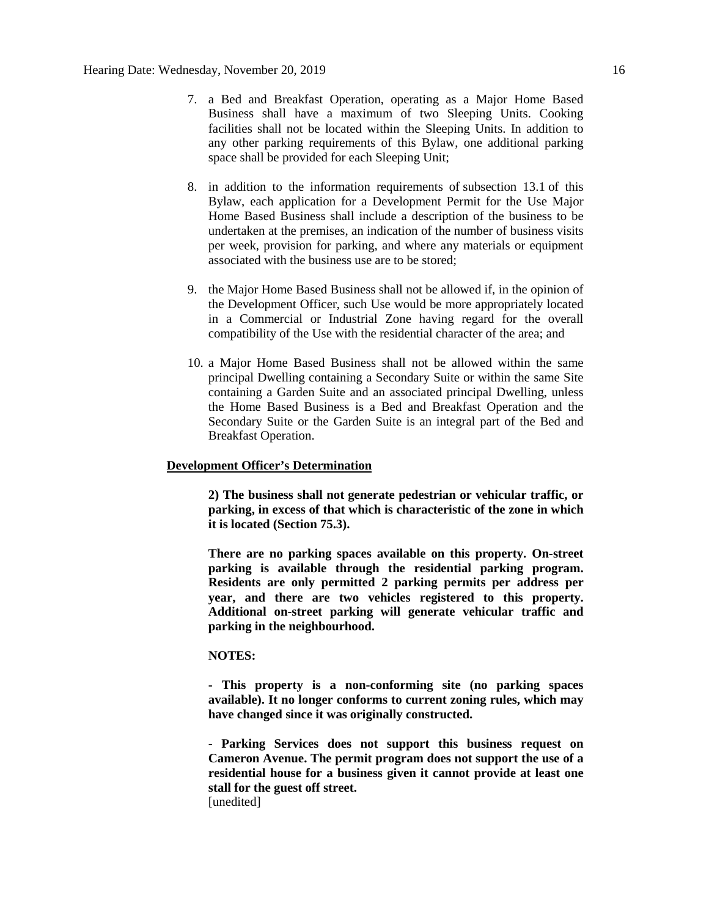7. a Bed and Breakfast Operation, operating as a Major Home Based Business shall have a maximum of two Sleeping Units. Cooking facilities shall not be located within the Sleeping Units. In addition to any other parking requirements of this Bylaw, one additional parking space shall be provided for each Sleeping Unit;

8. in addition to the information requirements of subsection 13.1 of this Bylaw, each application for a Development Permit for the Use Major Home Based Business shall include a description of the business to be undertaken at the premises, an indication of the number of business visits per week, provision for parking, and where any materials or equipment associated with the business use are to be stored;

9. the Major Home Based Business shall not be allowed if, in the opinion of the Development Officer, such Use would be more appropriately located in a Commercial or Industrial Zone having regard for the overall compatibility of the Use with the residential character of the area; and

10. a Major Home Based Business shall not be allowed within the same principal Dwelling containing a Secondary Suite or within the same Site containing a Garden Suite and an associated principal Dwelling, unless the Home Based Business is a Bed and Breakfast Operation and the Secondary Suite or the Garden Suite is an integral part of the Bed and Breakfast Operation.

**Development Officer's Determination**

**2) The business shall not generate pedestrian or vehicular traffic, or parking, in excess of that which is characteristic of the zone in which it is located (Section 75.3).**

**There are no parking spaces available on this property. On-street parking is available through the residential parking program. Residents are only permitted 2 parking permits per address per year, and there are two vehicles registered to this property. Additional on-street parking will generate vehicular traffic and parking in the neighbourhood.**

**NOTES:**

**- This property is a non-conforming site (no parking spaces available). It no longer conforms to current zoning rules, which may have changed since it was originally constructed.**

**- Parking Services does not support this business request on Cameron Avenue. The permit program does not support the use of a residential house for a business given it cannot provide at least one stall for the guest off street.**

[unedited]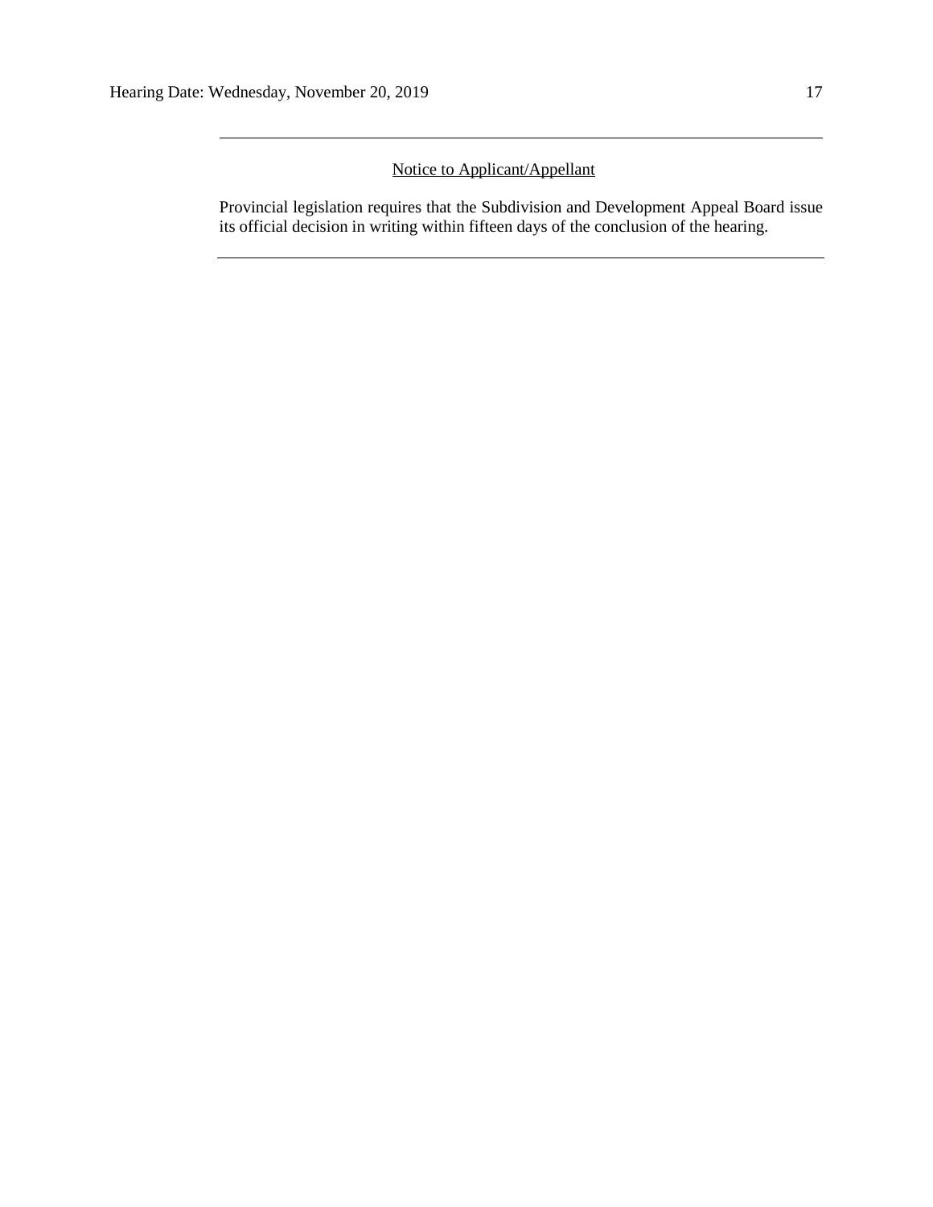---

Notice to Applicant/Appellant

Provincial legislation requires that the Subdivision and Development Appeal Board issue its official decision in writing within fifteen days of the conclusion of the hearing.

---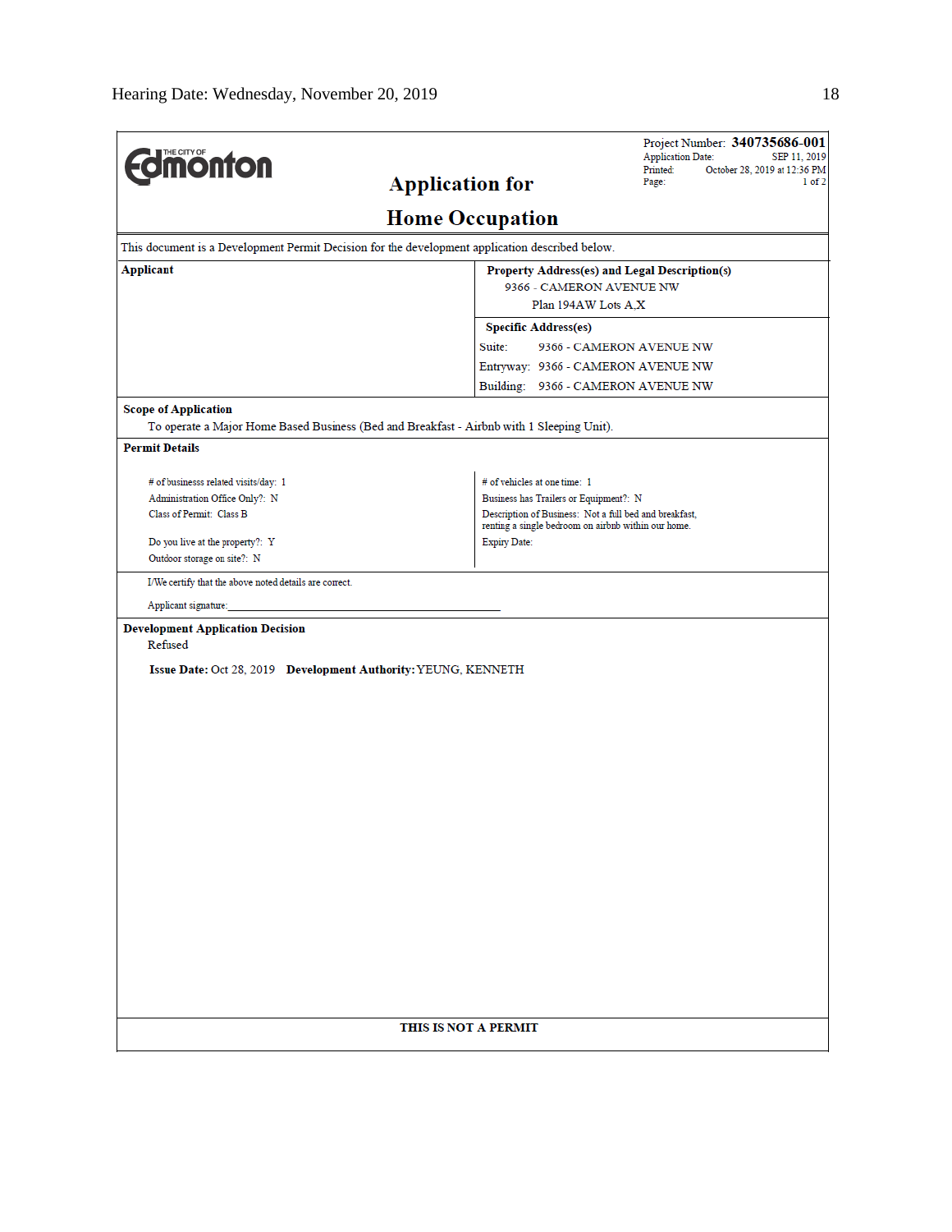**THE CITY OF Edmonton**

# Application for Home Occupation

Project Number: **340735686-001**
Application Date: SEP 11, 2019
Printed: October 28, 2019 at 12:36 PM
Page: 1 of 2

This document is a Development Permit Decision for the development application described below.

| Applicant | Property Address(es) and Legal Description(s) |
|---|---|
| | 9366 - CAMERON AVENUE NW<br>Plan 194AW Lots A,X |
| | **Specific Address(es)** |
| | Suite: 9366 - CAMERON AVENUE NW |
| | Entryway: 9366 - CAMERON AVENUE NW |
| | Building: 9366 - CAMERON AVENUE NW |

**Scope of Application**

To operate a Major Home Based Business (Bed and Breakfast - Airbnb with 1 Sleeping Unit).

**Permit Details**

| | |
|---|---|
| # of businesss related visits/day: 1 | # of vehicles at one time: 1 |
| Administration Office Only?: N | Business has Trailers or Equipment?: N |
| Class of Permit: Class B | Description of Business: Not a full bed and breakfast, renting a single bedroom on airbnb within our home. |
| Do you live at the property?: Y | Expiry Date: |
| Outdoor storage on site?: N | |

I/We certify that the above noted details are correct.

Applicant signature:_______________________________________________

**Development Application Decision**

Refused

**Issue Date:** Oct 28, 2019 **Development Authority:** YEUNG, KENNETH

**THIS IS NOT A PERMIT**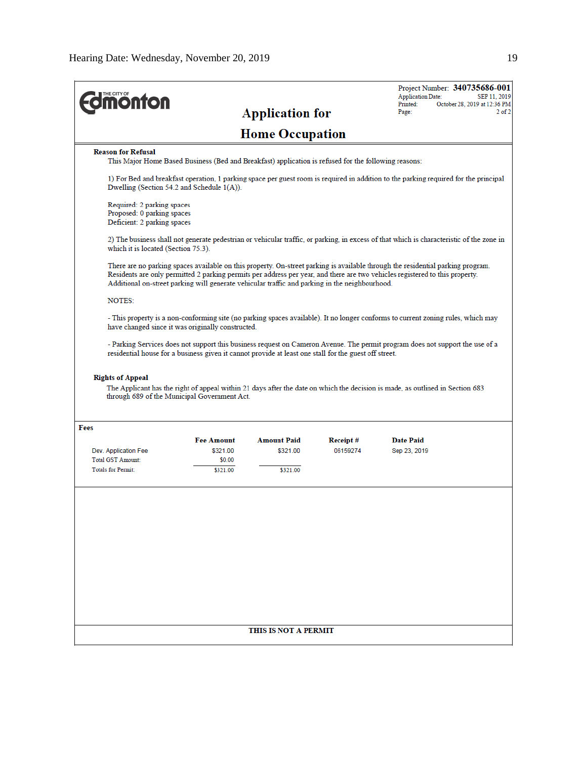THE CITY OF Edmonton

# Application for Home Occupation

Project Number: **340735686-001**
Application Date: SEP 11, 2019
Printed: October 28, 2019 at 12:36 PM
Page: 2 of 2

**Reason for Refusal**

This Major Home Based Business (Bed and Breakfast) application is refused for the following reasons:

1) For Bed and breakfast operation, 1 parking space per guest room is required in addition to the parking required for the principal Dwelling (Section 54.2 and Schedule 1(A)).

Required: 2 parking spaces
Proposed: 0 parking spaces
Deficient: 2 parking spaces

2) The business shall not generate pedestrian or vehicular traffic, or parking, in excess of that which is characteristic of the zone in which it is located (Section 75.3).

There are no parking spaces available on this property. On-street parking is available through the residential parking program. Residents are only permitted 2 parking permits per address per year, and there are two vehicles registered to this property. Additional on-street parking will generate vehicular traffic and parking in the neighbourhood.

NOTES:

- This property is a non-conforming site (no parking spaces available). It no longer conforms to current zoning rules, which may have changed since it was originally constructed.

- Parking Services does not support this business request on Cameron Avenue. The permit program does not support the use of a residential house for a business given it cannot provide at least one stall for the guest off street.

**Rights of Appeal**

The Applicant has the right of appeal within 21 days after the date on which the decision is made, as outlined in Section 683 through 689 of the Municipal Government Act.

**Fees**

| | Fee Amount | Amount Paid | Receipt # | Date Paid |
|---|---|---|---|---|
| Dev. Application Fee | $321.00 | $321.00 | 06159274 | Sep 23, 2019 |
| Total GST Amount: | $0.00 | | | |
| Totals for Permit: | $321.00 | $321.00 | | |

**THIS IS NOT A PERMIT**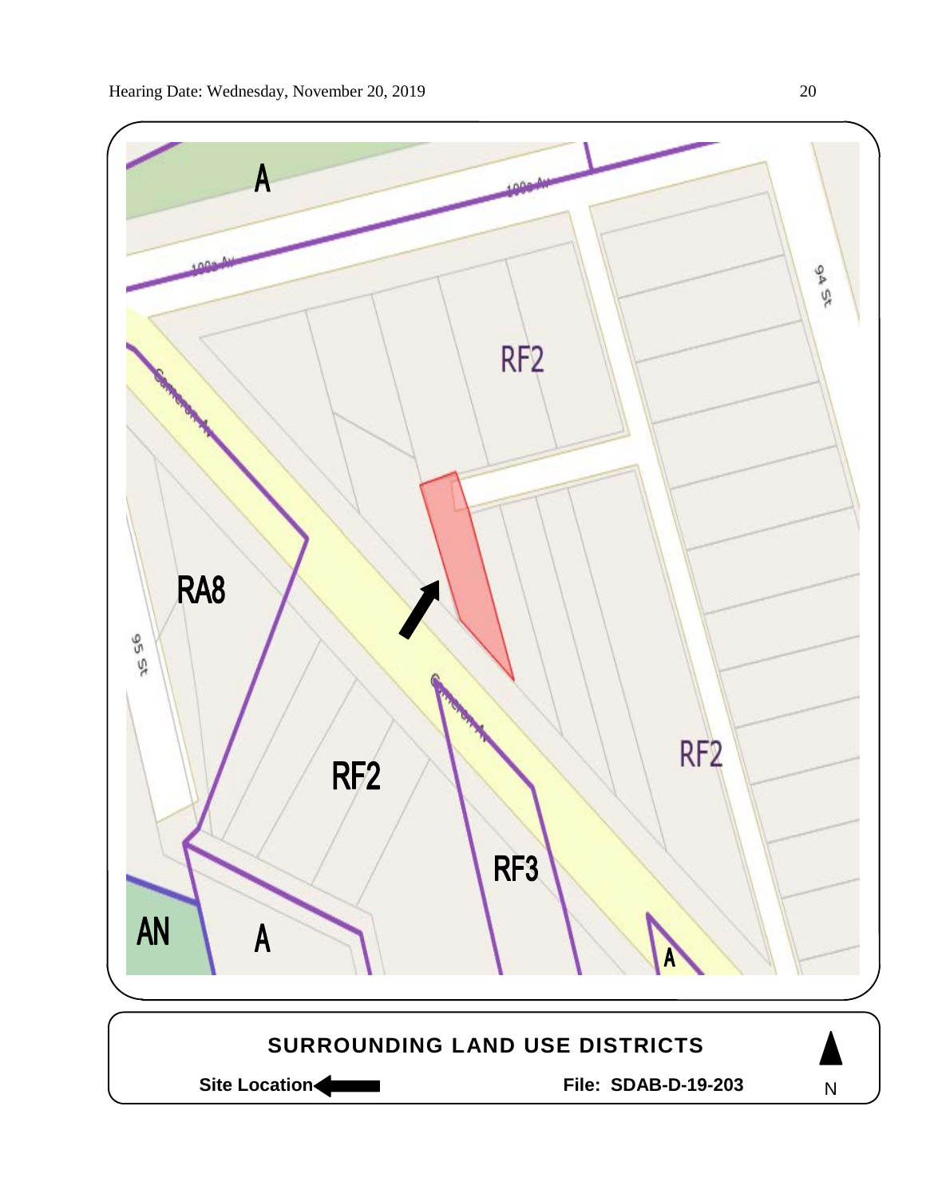A

100a Av

100a Av

94 St

RF2

Cameron Av

RA8

95 St

Cameron Av

RF2

RF2

RF3

AN

A

A

**SURROUNDING LAND USE DISTRICTS**

**Site Location** ◀

**File: SDAB-D-19-203**

N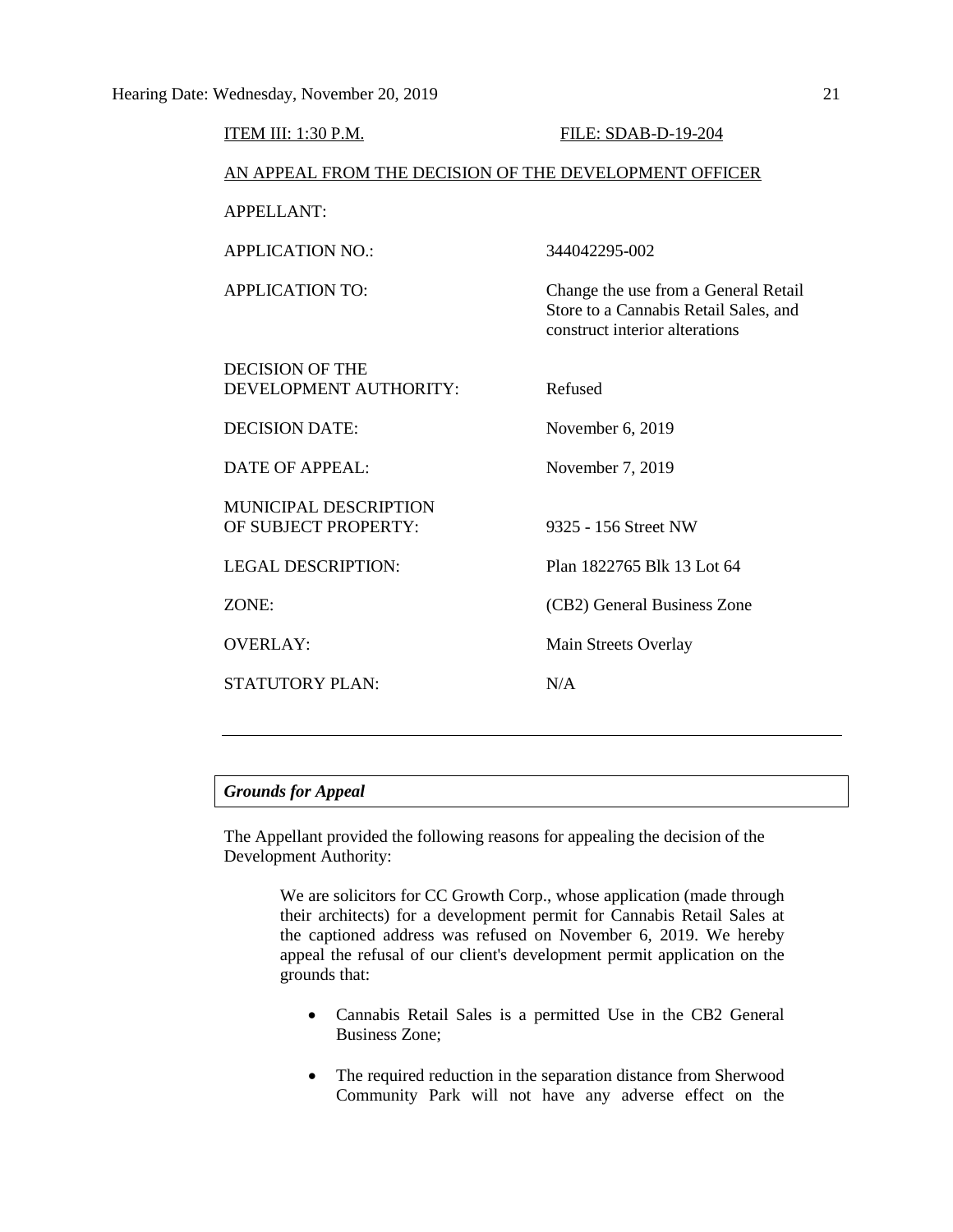ITEM III: 1:30 P.M. FILE: SDAB-D-19-204

AN APPEAL FROM THE DECISION OF THE DEVELOPMENT OFFICER

| | |
|---|---|
| APPELLANT: | |
| APPLICATION NO.: | 344042295-002 |
| APPLICATION TO: | Change the use from a General Retail Store to a Cannabis Retail Sales, and construct interior alterations |
| DECISION OF THE DEVELOPMENT AUTHORITY: | Refused |
| DECISION DATE: | November 6, 2019 |
| DATE OF APPEAL: | November 7, 2019 |
| MUNICIPAL DESCRIPTION OF SUBJECT PROPERTY: | 9325 - 156 Street NW |
| LEGAL DESCRIPTION: | Plan 1822765 Blk 13 Lot 64 |
| ZONE: | (CB2) General Business Zone |
| OVERLAY: | Main Streets Overlay |
| STATUTORY PLAN: | N/A |

---

***Grounds for Appeal***

The Appellant provided the following reasons for appealing the decision of the Development Authority:

> We are solicitors for CC Growth Corp., whose application (made through their architects) for a development permit for Cannabis Retail Sales at the captioned address was refused on November 6, 2019. We hereby appeal the refusal of our client's development permit application on the grounds that:
>
> - Cannabis Retail Sales is a permitted Use in the CB2 General Business Zone;
> - The required reduction in the separation distance from Sherwood Community Park will not have any adverse effect on the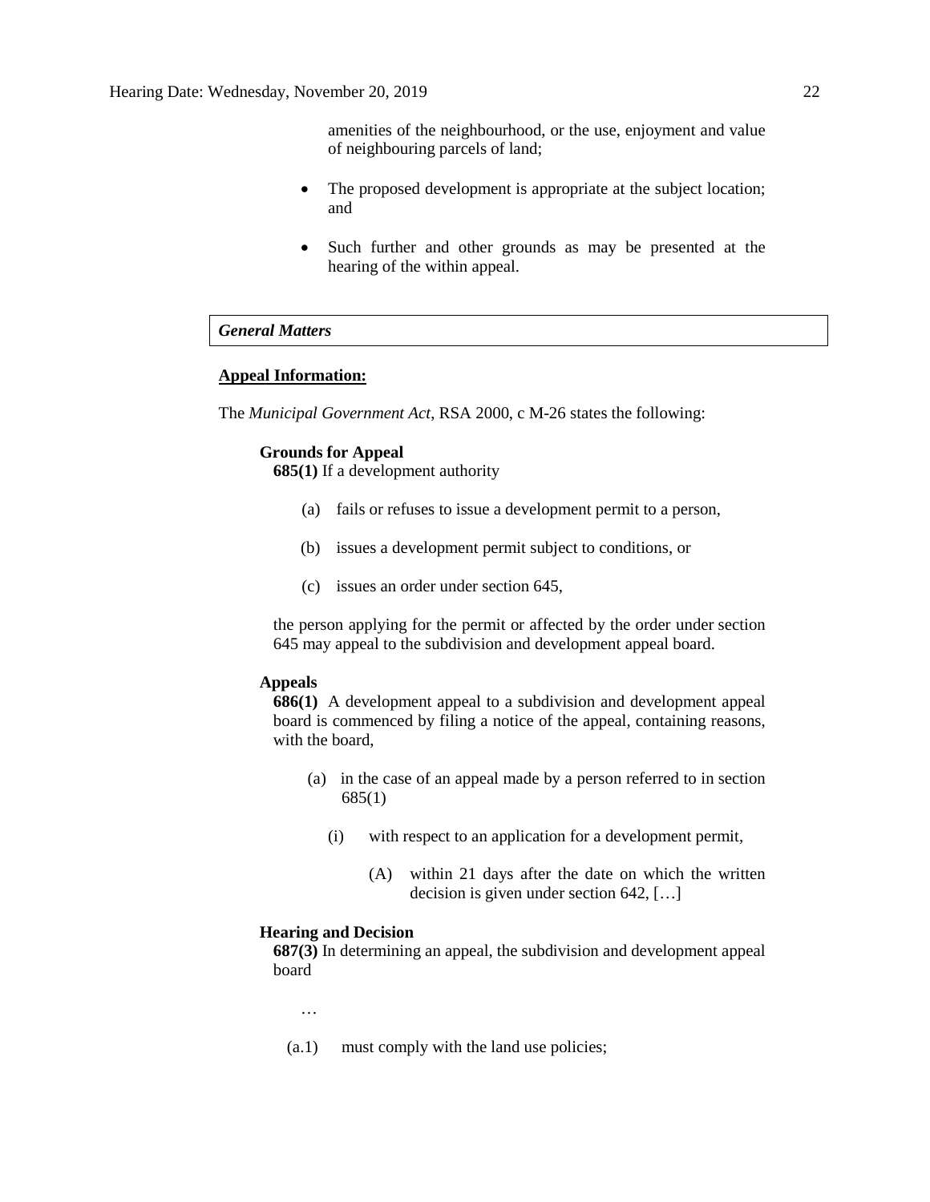amenities of the neighbourhood, or the use, enjoyment and value of neighbouring parcels of land;

- The proposed development is appropriate at the subject location; and

- Such further and other grounds as may be presented at the hearing of the within appeal.

*General Matters*

**Appeal Information:**

The *Municipal Government Act*, RSA 2000, c M-26 states the following:

**Grounds for Appeal**
**685(1)** If a development authority

(a) fails or refuses to issue a development permit to a person,

(b) issues a development permit subject to conditions, or

(c) issues an order under section 645,

the person applying for the permit or affected by the order under section 645 may appeal to the subdivision and development appeal board.

**Appeals**
**686(1)** A development appeal to a subdivision and development appeal board is commenced by filing a notice of the appeal, containing reasons, with the board,

(a) in the case of an appeal made by a person referred to in section 685(1)

(i) with respect to an application for a development permit,

(A) within 21 days after the date on which the written decision is given under section 642, […]

**Hearing and Decision**
**687(3)** In determining an appeal, the subdivision and development appeal board

…

(a.1) must comply with the land use policies;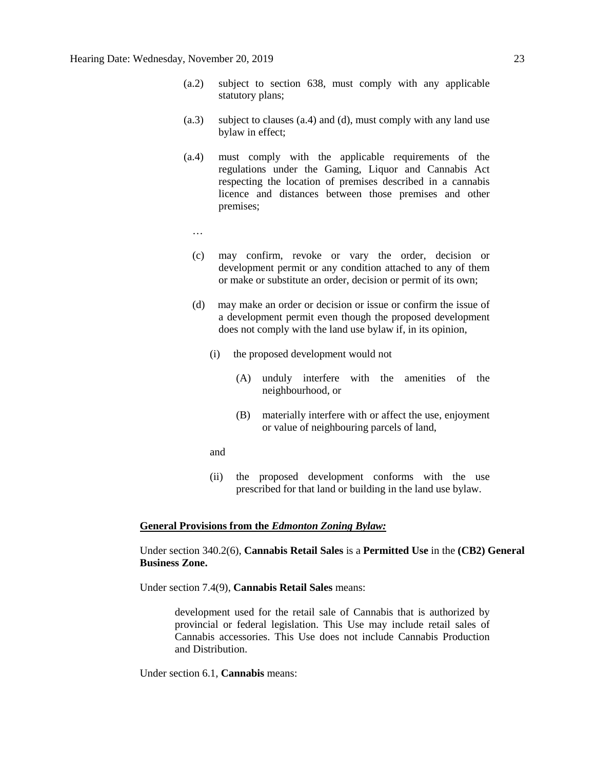(a.2) subject to section 638, must comply with any applicable statutory plans;

(a.3) subject to clauses (a.4) and (d), must comply with any land use bylaw in effect;

(a.4) must comply with the applicable requirements of the regulations under the Gaming, Liquor and Cannabis Act respecting the location of premises described in a cannabis licence and distances between those premises and other premises;

…

(c) may confirm, revoke or vary the order, decision or development permit or any condition attached to any of them or make or substitute an order, decision or permit of its own;

(d) may make an order or decision or issue or confirm the issue of a development permit even though the proposed development does not comply with the land use bylaw if, in its opinion,

(i) the proposed development would not

(A) unduly interfere with the amenities of the neighbourhood, or

(B) materially interfere with or affect the use, enjoyment or value of neighbouring parcels of land,

and

(ii) the proposed development conforms with the use prescribed for that land or building in the land use bylaw.

**General Provisions from the *Edmonton Zoning Bylaw:***

Under section 340.2(6), **Cannabis Retail Sales** is a **Permitted Use** in the **(CB2) General Business Zone.**

Under section 7.4(9), **Cannabis Retail Sales** means:

> development used for the retail sale of Cannabis that is authorized by provincial or federal legislation. This Use may include retail sales of Cannabis accessories. This Use does not include Cannabis Production and Distribution.

Under section 6.1, **Cannabis** means: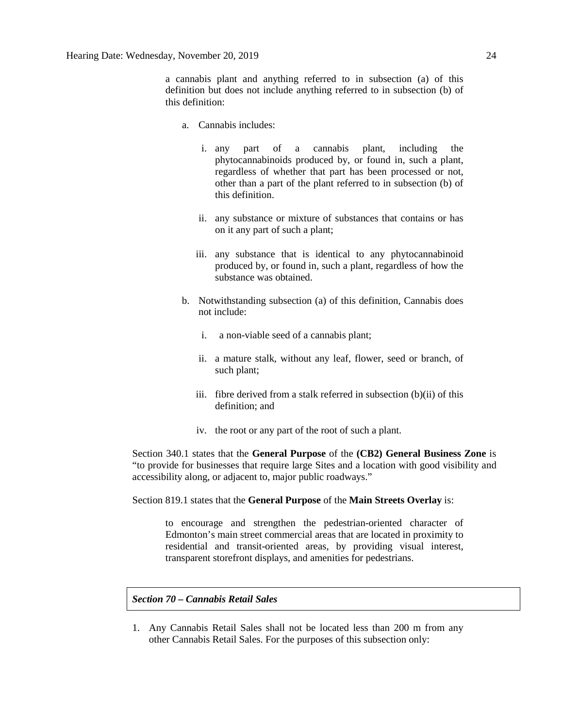a cannabis plant and anything referred to in subsection (a) of this definition but does not include anything referred to in subsection (b) of this definition:

a. Cannabis includes:

   i. any part of a cannabis plant, including the phytocannabinoids produced by, or found in, such a plant, regardless of whether that part has been processed or not, other than a part of the plant referred to in subsection (b) of this definition.

   ii. any substance or mixture of substances that contains or has on it any part of such a plant;

   iii. any substance that is identical to any phytocannabinoid produced by, or found in, such a plant, regardless of how the substance was obtained.

b. Notwithstanding subsection (a) of this definition, Cannabis does not include:

   i. a non-viable seed of a cannabis plant;

   ii. a mature stalk, without any leaf, flower, seed or branch, of such plant;

   iii. fibre derived from a stalk referred in subsection (b)(ii) of this definition; and

   iv. the root or any part of the root of such a plant.

Section 340.1 states that the **General Purpose** of the **(CB2) General Business Zone** is "to provide for businesses that require large Sites and a location with good visibility and accessibility along, or adjacent to, major public roadways."

Section 819.1 states that the **General Purpose** of the **Main Streets Overlay** is:

> to encourage and strengthen the pedestrian-oriented character of Edmonton's main street commercial areas that are located in proximity to residential and transit-oriented areas, by providing visual interest, transparent storefront displays, and amenities for pedestrians.

***Section 70 – Cannabis Retail Sales***

1. Any Cannabis Retail Sales shall not be located less than 200 m from any other Cannabis Retail Sales. For the purposes of this subsection only: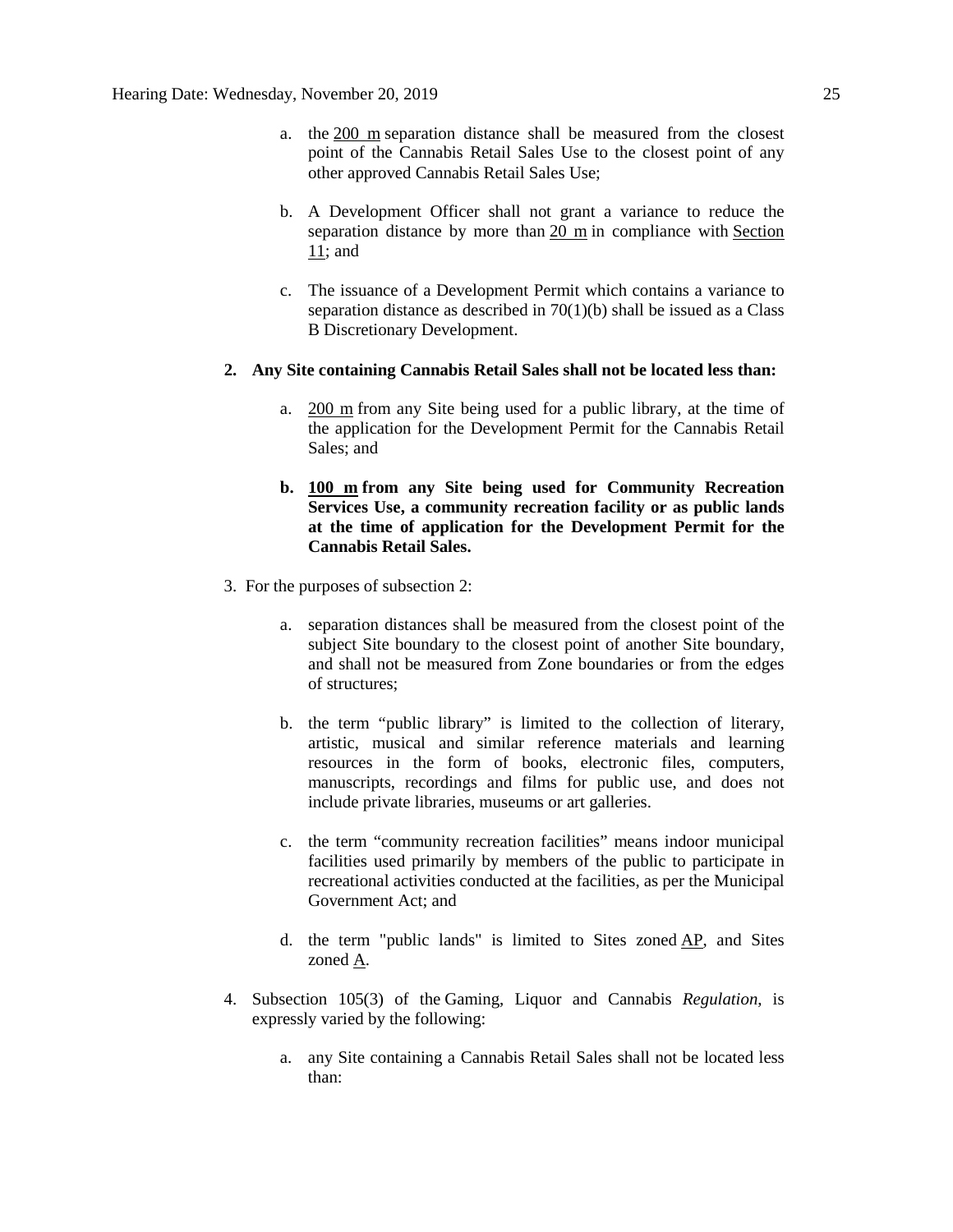a. the 200 m separation distance shall be measured from the closest point of the Cannabis Retail Sales Use to the closest point of any other approved Cannabis Retail Sales Use;

b. A Development Officer shall not grant a variance to reduce the separation distance by more than 20 m in compliance with Section 11; and

c. The issuance of a Development Permit which contains a variance to separation distance as described in 70(1)(b) shall be issued as a Class B Discretionary Development.

2. **Any Site containing Cannabis Retail Sales shall not be located less than:**

   a. 200 m from any Site being used for a public library, at the time of the application for the Development Permit for the Cannabis Retail Sales; and

   b. **100 m from any Site being used for Community Recreation Services Use, a community recreation facility or as public lands at the time of application for the Development Permit for the Cannabis Retail Sales.**

3. For the purposes of subsection 2:

   a. separation distances shall be measured from the closest point of the subject Site boundary to the closest point of another Site boundary, and shall not be measured from Zone boundaries or from the edges of structures;

   b. the term "public library" is limited to the collection of literary, artistic, musical and similar reference materials and learning resources in the form of books, electronic files, computers, manuscripts, recordings and films for public use, and does not include private libraries, museums or art galleries.

   c. the term "community recreation facilities" means indoor municipal facilities used primarily by members of the public to participate in recreational activities conducted at the facilities, as per the Municipal Government Act; and

   d. the term "public lands" is limited to Sites zoned AP, and Sites zoned A.

4. Subsection 105(3) of the Gaming, Liquor and Cannabis *Regulation*, is expressly varied by the following:

   a. any Site containing a Cannabis Retail Sales shall not be located less than: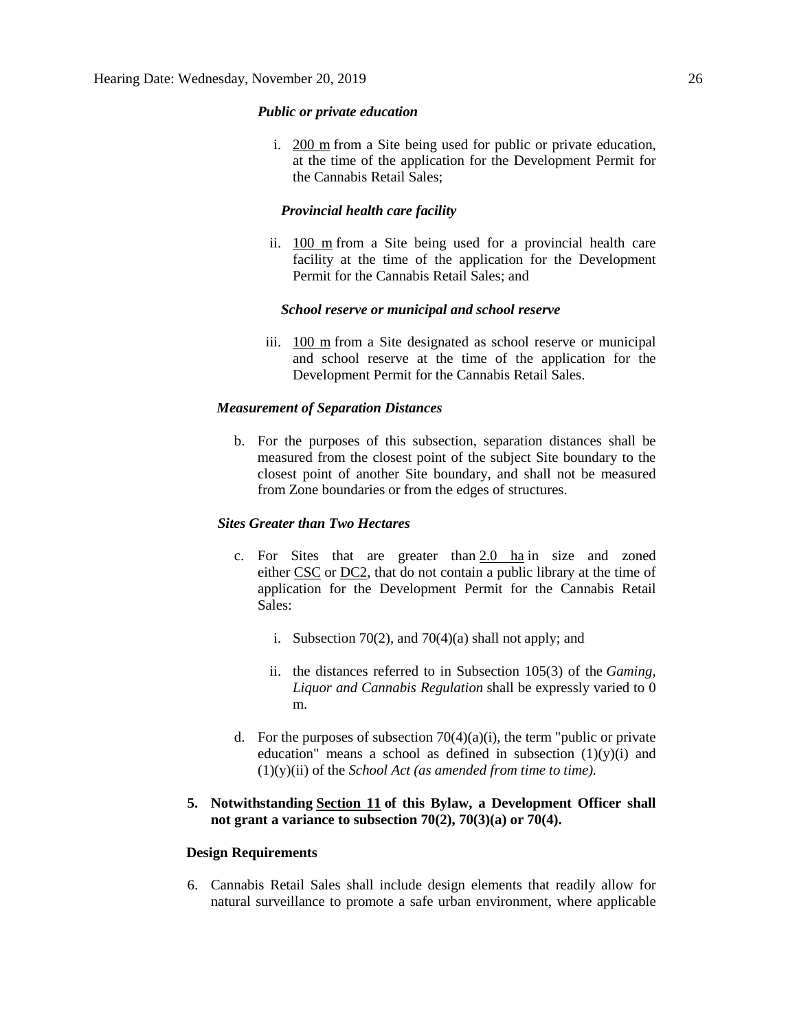*Public or private education*

i. 200 m from a Site being used for public or private education, at the time of the application for the Development Permit for the Cannabis Retail Sales;

*Provincial health care facility*

ii. 100 m from a Site being used for a provincial health care facility at the time of the application for the Development Permit for the Cannabis Retail Sales; and

*School reserve or municipal and school reserve*

iii. 100 m from a Site designated as school reserve or municipal and school reserve at the time of the application for the Development Permit for the Cannabis Retail Sales.

*Measurement of Separation Distances*

b. For the purposes of this subsection, separation distances shall be measured from the closest point of the subject Site boundary to the closest point of another Site boundary, and shall not be measured from Zone boundaries or from the edges of structures.

*Sites Greater than Two Hectares*

c. For Sites that are greater than 2.0 ha in size and zoned either CSC or DC2, that do not contain a public library at the time of application for the Development Permit for the Cannabis Retail Sales:

   i. Subsection 70(2), and 70(4)(a) shall not apply; and

   ii. the distances referred to in Subsection 105(3) of the *Gaming, Liquor and Cannabis Regulation* shall be expressly varied to 0 m.

d. For the purposes of subsection 70(4)(a)(i), the term "public or private education" means a school as defined in subsection (1)(y)(i) and (1)(y)(ii) of the *School Act (as amended from time to time).*

**5. Notwithstanding Section 11 of this Bylaw, a Development Officer shall not grant a variance to subsection 70(2), 70(3)(a) or 70(4).**

**Design Requirements**

6. Cannabis Retail Sales shall include design elements that readily allow for natural surveillance to promote a safe urban environment, where applicable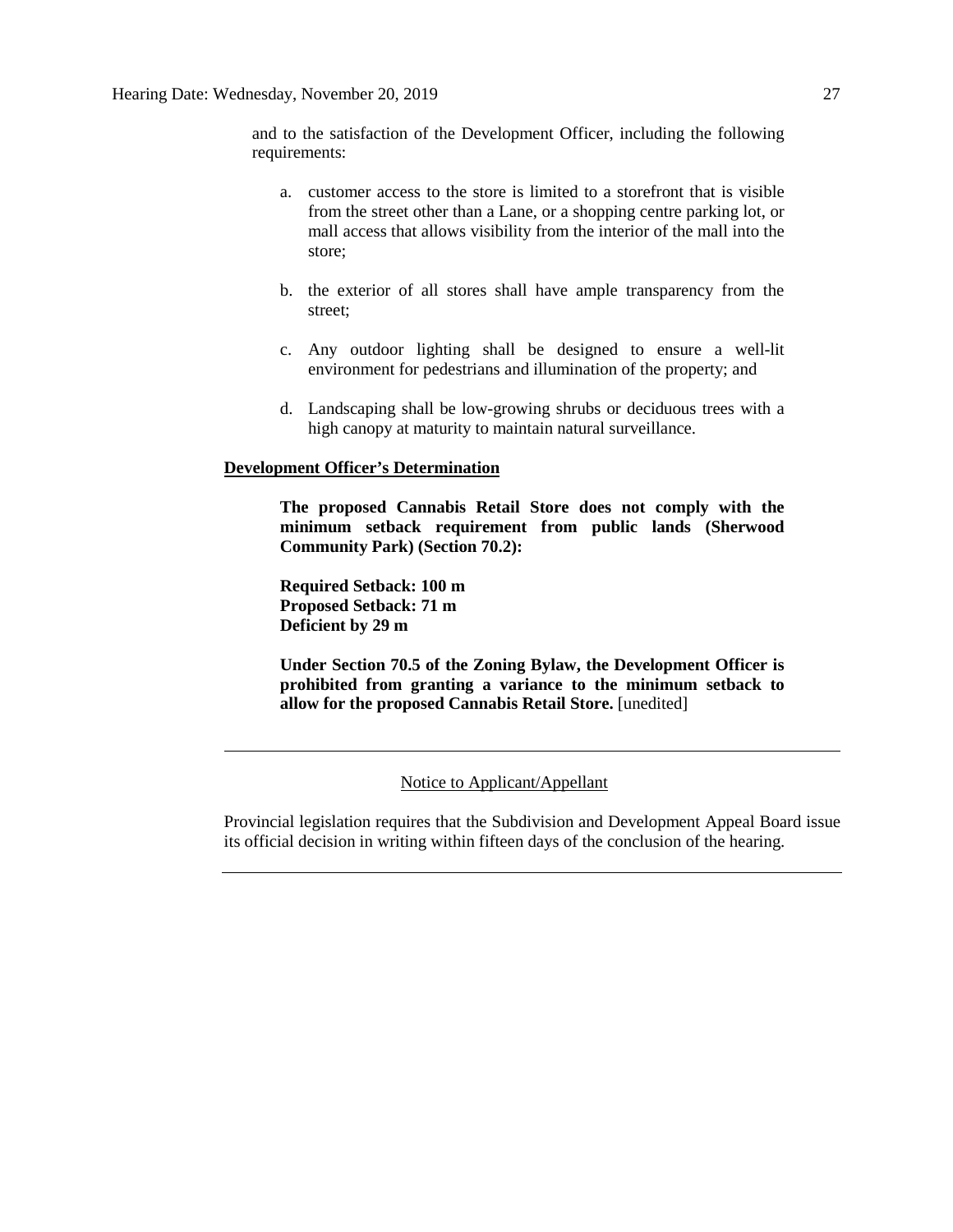and to the satisfaction of the Development Officer, including the following requirements:

a. customer access to the store is limited to a storefront that is visible from the street other than a Lane, or a shopping centre parking lot, or mall access that allows visibility from the interior of the mall into the store;

b. the exterior of all stores shall have ample transparency from the street;

c. Any outdoor lighting shall be designed to ensure a well-lit environment for pedestrians and illumination of the property; and

d. Landscaping shall be low-growing shrubs or deciduous trees with a high canopy at maturity to maintain natural surveillance.

**Development Officer's Determination**

**The proposed Cannabis Retail Store does not comply with the minimum setback requirement from public lands (Sherwood Community Park) (Section 70.2):**

**Required Setback: 100 m**
**Proposed Setback: 71 m**
**Deficient by 29 m**

**Under Section 70.5 of the Zoning Bylaw, the Development Officer is prohibited from granting a variance to the minimum setback to allow for the proposed Cannabis Retail Store.** [unedited]

---

Notice to Applicant/Appellant

Provincial legislation requires that the Subdivision and Development Appeal Board issue its official decision in writing within fifteen days of the conclusion of the hearing.

---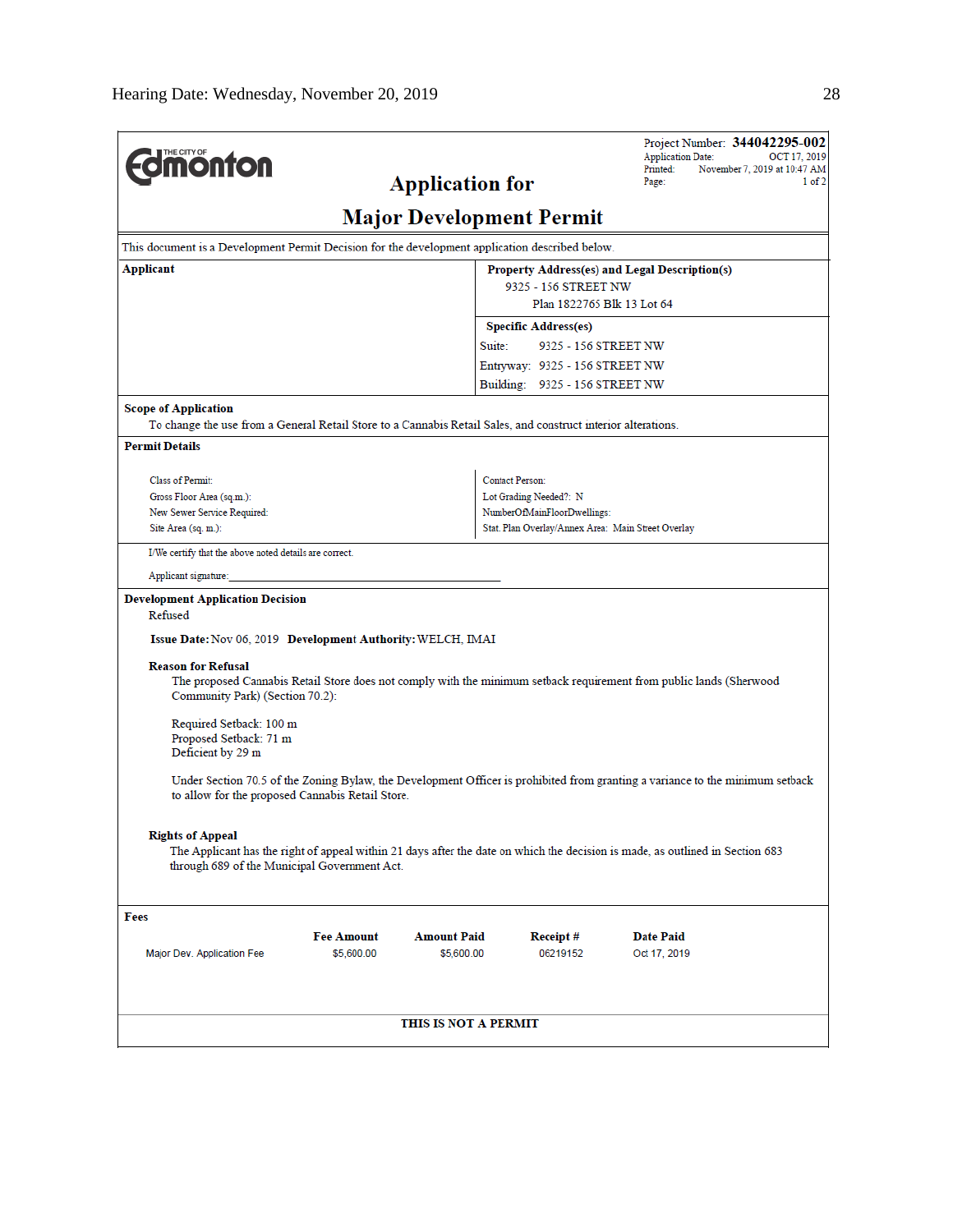**THE CITY OF Edmonton**

# Application for Major Development Permit

Project Number: **344042295-002**
Application Date: OCT 17, 2019
Printed: November 7, 2019 at 10:47 AM
Page: 1 of 2

This document is a Development Permit Decision for the development application described below.

**Applicant**

**Property Address(es) and Legal Description(s)**
9325 - 156 STREET NW
Plan 1822765 Blk 13 Lot 64

**Specific Address(es)**
Suite: 9325 - 156 STREET NW
Entryway: 9325 - 156 STREET NW
Building: 9325 - 156 STREET NW

**Scope of Application**
To change the use from a General Retail Store to a Cannabis Retail Sales, and construct interior alterations.

**Permit Details**

| | |
|---|---|
| Class of Permit: | Contact Person: |
| Gross Floor Area (sq.m.): | Lot Grading Needed?: N |
| New Sewer Service Required: | NumberOfMainFloorDwellings: |
| Site Area (sq. m.): | Stat. Plan Overlay/Annex Area: Main Street Overlay |

I/We certify that the above noted details are correct.

Applicant signature:_______________________________

**Development Application Decision**
Refused

**Issue Date:** Nov 06, 2019 **Development Authority:** WELCH, IMAI

**Reason for Refusal**
The proposed Cannabis Retail Store does not comply with the minimum setback requirement from public lands (Sherwood Community Park) (Section 70.2):

Required Setback: 100 m
Proposed Setback: 71 m
Deficient by 29 m

Under Section 70.5 of the Zoning Bylaw, the Development Officer is prohibited from granting a variance to the minimum setback to allow for the proposed Cannabis Retail Store.

**Rights of Appeal**
The Applicant has the right of appeal within 21 days after the date on which the decision is made, as outlined in Section 683 through 689 of the Municipal Government Act.

**Fees**

| | Fee Amount | Amount Paid | Receipt # | Date Paid |
|---|---|---|---|---|
| Major Dev. Application Fee | $5,600.00 | $5,600.00 | 06219152 | Oct 17, 2019 |

**THIS IS NOT A PERMIT**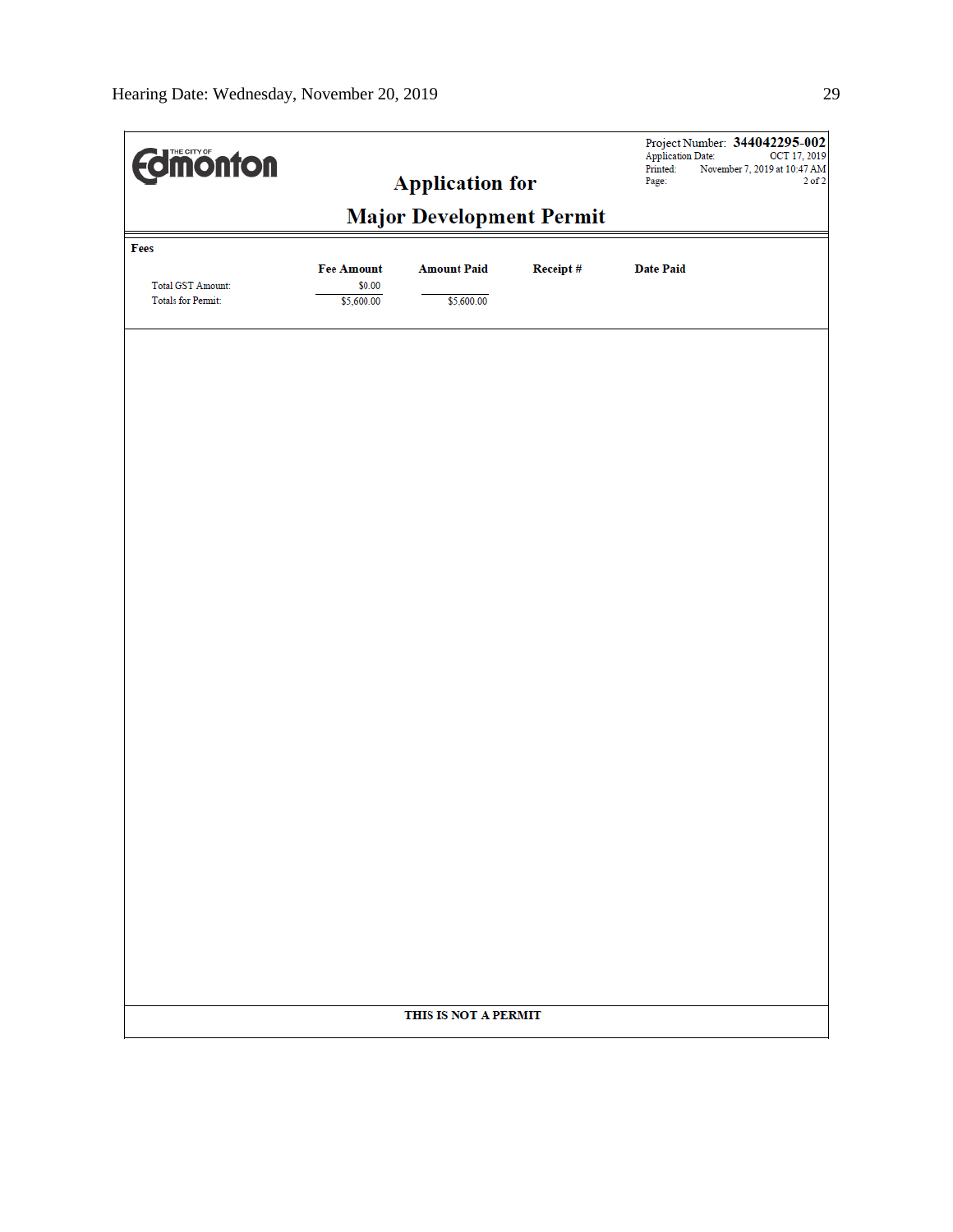THE CITY OF Edmonton

# Application for Major Development Permit

Project Number: **344042295-002**
Application Date: OCT 17, 2019
Printed: November 7, 2019 at 10:47 AM

**Fees**

| | Fee Amount | Amount Paid | Receipt # | Date Paid |
|---|---|---|---|---|
| Total GST Amount: | $0.00 | | | |
| Totals for Permit: | $5,600.00 | $5,600.00 | | |

**THIS IS NOT A PERMIT**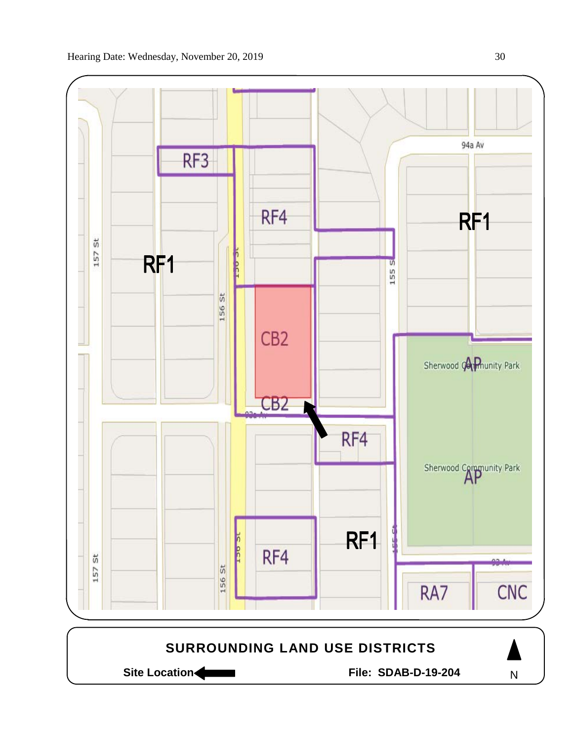RF3

RF4

RF1

157 St

156 St

156 St

155 St

94a Av

RF1

CB2

CB2

93a Av

Sherwood Community Park

AP

RF4

Sherwood Community Park

AP

RF1

RF4

157 St

156 St

156 St

155 St

93 Av

RA7

CNC

**SURROUNDING LAND USE DISTRICTS**

**Site Location**

**File: SDAB-D-19-204**

N